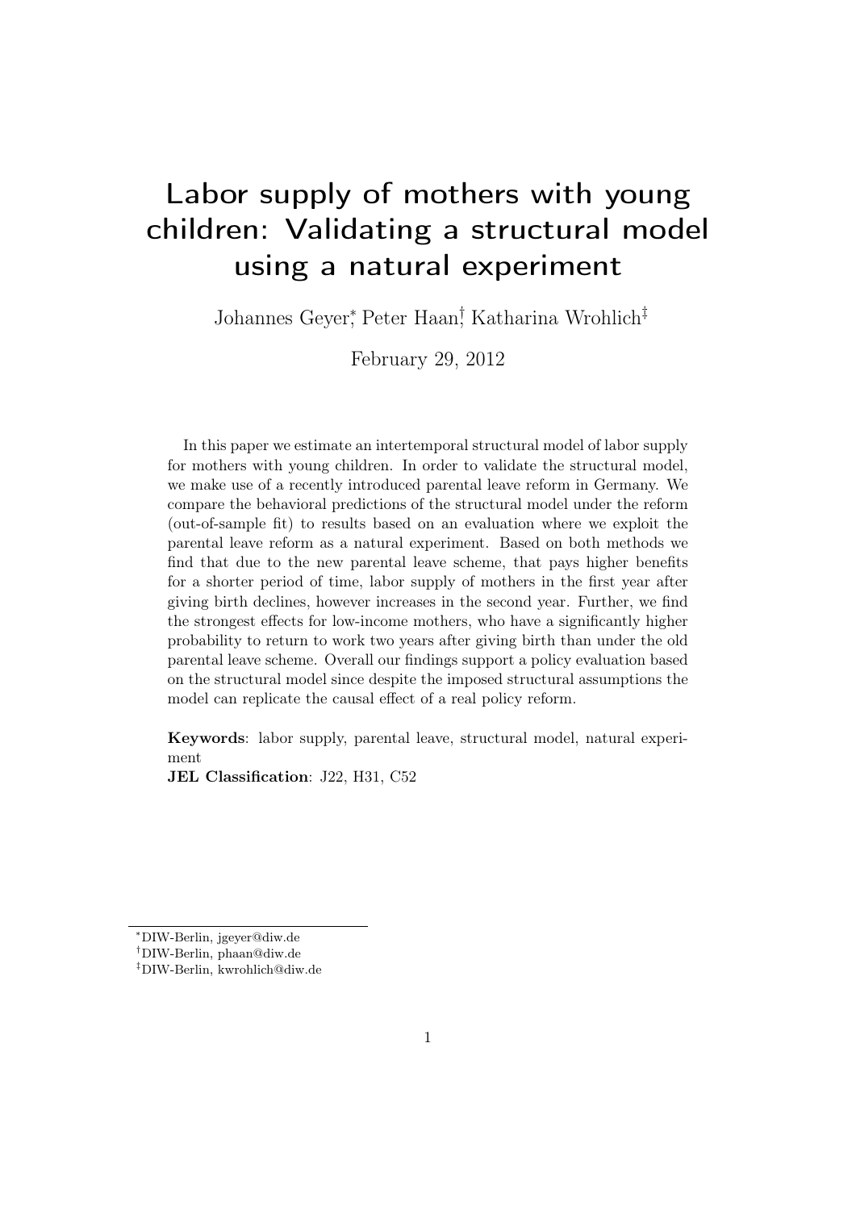# Labor supply of mothers with young children: Validating a structural model using a natural experiment

Johannes Geyer[*], Peter Haan[†], Katharina Wrohlich[‡]

February 29, 2012

In this paper we estimate an intertemporal structural model of labor supply for mothers with young children. In order to validate the structural model, we make use of a recently introduced parental leave reform in Germany. We compare the behavioral predictions of the structural model under the reform (out-of-sample fit) to results based on an evaluation where we exploit the parental leave reform as a natural experiment. Based on both methods we find that due to the new parental leave scheme, that pays higher benefits for a shorter period of time, labor supply of mothers in the first year after giving birth declines, however increases in the second year. Further, we find the strongest effects for low-income mothers, who have a significantly higher probability to return to work two years after giving birth than under the old parental leave scheme. Overall our findings support a policy evaluation based on the structural model since despite the imposed structural assumptions the model can replicate the causal effect of a real policy reform.

**Keywords**: labor supply, parental leave, structural model, natural experiment

**JEL Classification**: J22, H31, C52

---

[*] DIW-Berlin, jgeyer@diw.de

[†] DIW-Berlin, phaan@diw.de

[‡] DIW-Berlin, kwrohlich@diw.de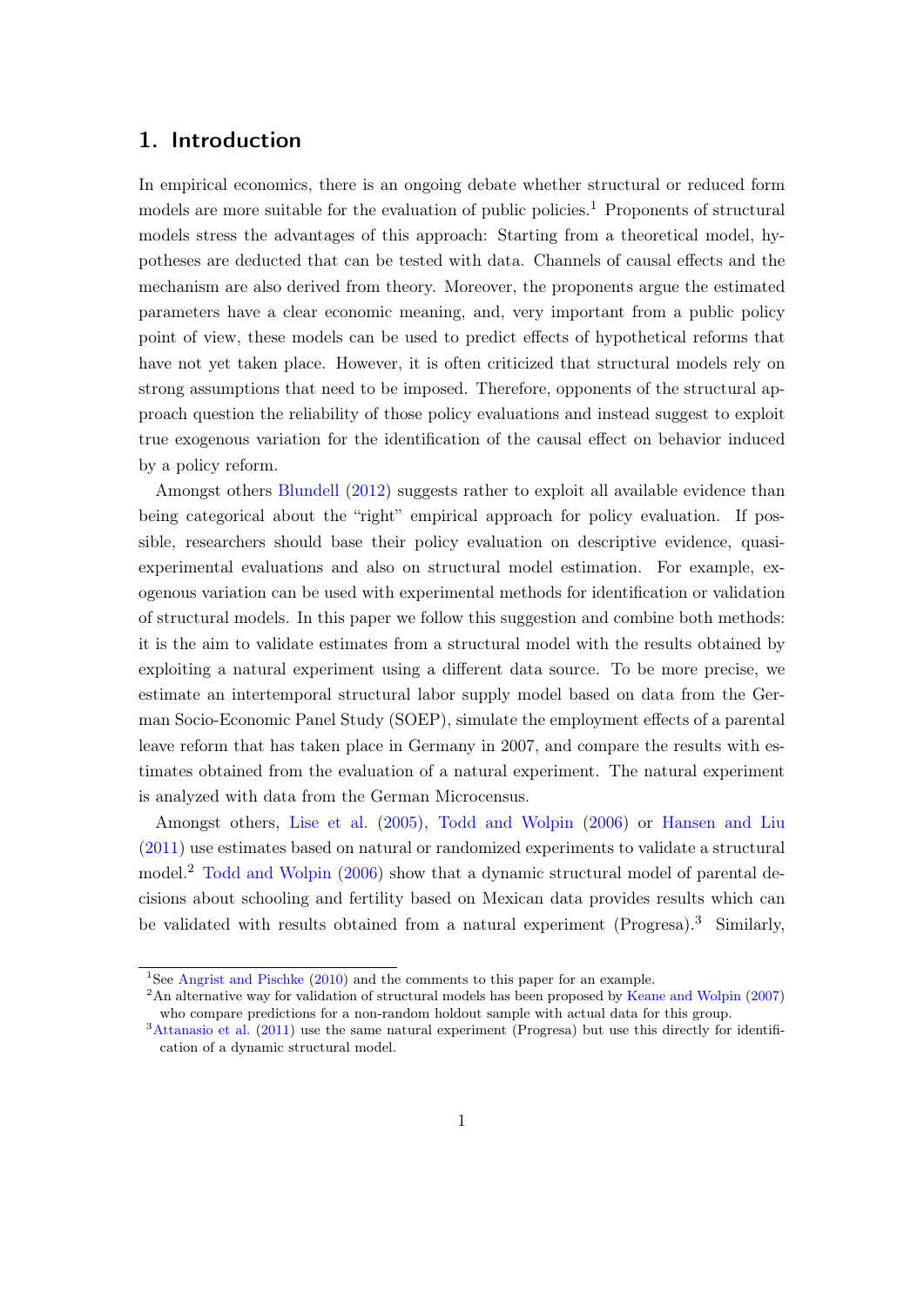## 1. Introduction

In empirical economics, there is an ongoing debate whether structural or reduced form models are more suitable for the evaluation of public policies.[1] Proponents of structural models stress the advantages of this approach: Starting from a theoretical model, hypotheses are deducted that can be tested with data. Channels of causal effects and the mechanism are also derived from theory. Moreover, the proponents argue the estimated parameters have a clear economic meaning, and, very important from a public policy point of view, these models can be used to predict effects of hypothetical reforms that have not yet taken place. However, it is often criticized that structural models rely on strong assumptions that need to be imposed. Therefore, opponents of the structural approach question the reliability of those policy evaluations and instead suggest to exploit true exogenous variation for the identification of the causal effect on behavior induced by a policy reform.

Amongst others Blundell (2012) suggests rather to exploit all available evidence than being categorical about the "right" empirical approach for policy evaluation. If possible, researchers should base their policy evaluation on descriptive evidence, quasi-experimental evaluations and also on structural model estimation. For example, exogenous variation can be used with experimental methods for identification or validation of structural models. In this paper we follow this suggestion and combine both methods: it is the aim to validate estimates from a structural model with the results obtained by exploiting a natural experiment using a different data source. To be more precise, we estimate an intertemporal structural labor supply model based on data from the German Socio-Economic Panel Study (SOEP), simulate the employment effects of a parental leave reform that has taken place in Germany in 2007, and compare the results with estimates obtained from the evaluation of a natural experiment. The natural experiment is analyzed with data from the German Microcensus.

Amongst others, Lise et al. (2005), Todd and Wolpin (2006) or Hansen and Liu (2011) use estimates based on natural or randomized experiments to validate a structural model.[2] Todd and Wolpin (2006) show that a dynamic structural model of parental decisions about schooling and fertility based on Mexican data provides results which can be validated with results obtained from a natural experiment (Progresa).[3] Similarly,

[1] See Angrist and Pischke (2010) and the comments to this paper for an example.

[2] An alternative way for validation of structural models has been proposed by Keane and Wolpin (2007) who compare predictions for a non-random holdout sample with actual data for this group.

[3] Attanasio et al. (2011) use the same natural experiment (Progresa) but use this directly for identification of a dynamic structural model.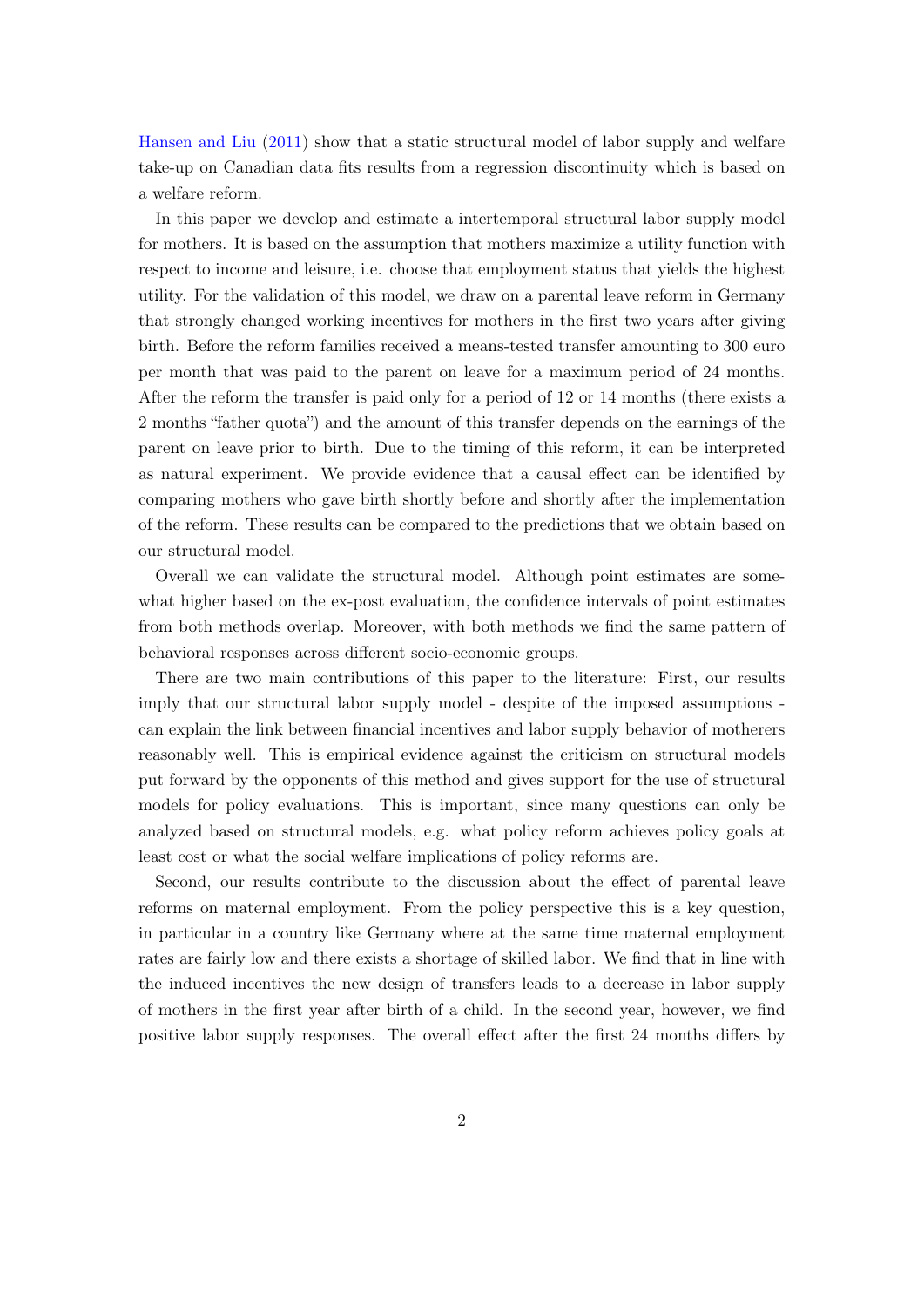Hansen and Liu (2011) show that a static structural model of labor supply and welfare take-up on Canadian data fits results from a regression discontinuity which is based on a welfare reform.

In this paper we develop and estimate a intertemporal structural labor supply model for mothers. It is based on the assumption that mothers maximize a utility function with respect to income and leisure, i.e. choose that employment status that yields the highest utility. For the validation of this model, we draw on a parental leave reform in Germany that strongly changed working incentives for mothers in the first two years after giving birth. Before the reform families received a means-tested transfer amounting to 300 euro per month that was paid to the parent on leave for a maximum period of 24 months. After the reform the transfer is paid only for a period of 12 or 14 months (there exists a 2 months "father quota") and the amount of this transfer depends on the earnings of the parent on leave prior to birth. Due to the timing of this reform, it can be interpreted as natural experiment. We provide evidence that a causal effect can be identified by comparing mothers who gave birth shortly before and shortly after the implementation of the reform. These results can be compared to the predictions that we obtain based on our structural model.

Overall we can validate the structural model. Although point estimates are somewhat higher based on the ex-post evaluation, the confidence intervals of point estimates from both methods overlap. Moreover, with both methods we find the same pattern of behavioral responses across different socio-economic groups.

There are two main contributions of this paper to the literature: First, our results imply that our structural labor supply model - despite of the imposed assumptions - can explain the link between financial incentives and labor supply behavior of motherers reasonably well. This is empirical evidence against the criticism on structural models put forward by the opponents of this method and gives support for the use of structural models for policy evaluations. This is important, since many questions can only be analyzed based on structural models, e.g. what policy reform achieves policy goals at least cost or what the social welfare implications of policy reforms are.

Second, our results contribute to the discussion about the effect of parental leave reforms on maternal employment. From the policy perspective this is a key question, in particular in a country like Germany where at the same time maternal employment rates are fairly low and there exists a shortage of skilled labor. We find that in line with the induced incentives the new design of transfers leads to a decrease in labor supply of mothers in the first year after birth of a child. In the second year, however, we find positive labor supply responses. The overall effect after the first 24 months differs by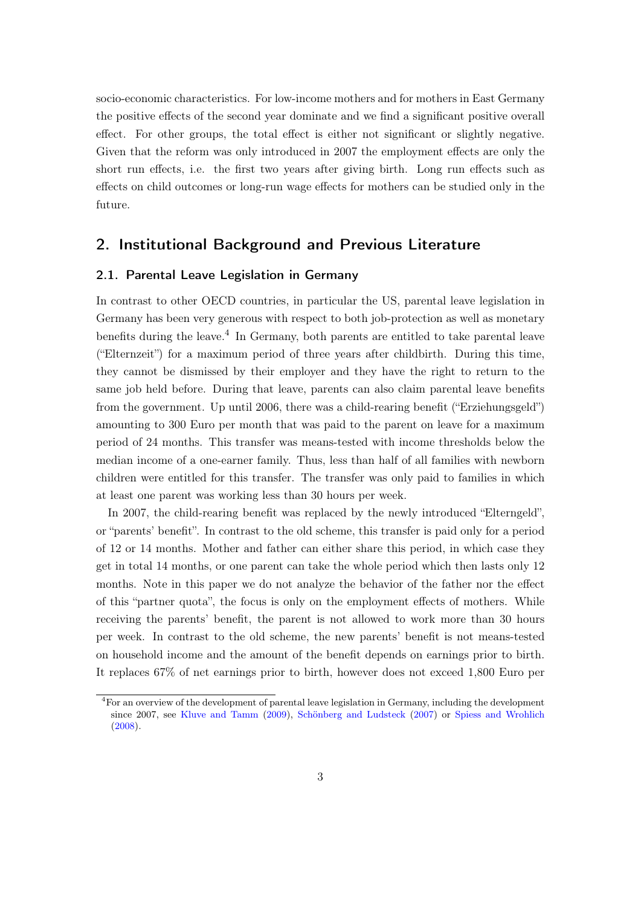socio-economic characteristics. For low-income mothers and for mothers in East Germany the positive effects of the second year dominate and we find a significant positive overall effect. For other groups, the total effect is either not significant or slightly negative. Given that the reform was only introduced in 2007 the employment effects are only the short run effects, i.e. the first two years after giving birth. Long run effects such as effects on child outcomes or long-run wage effects for mothers can be studied only in the future.

## 2. Institutional Background and Previous Literature

### 2.1. Parental Leave Legislation in Germany

In contrast to other OECD countries, in particular the US, parental leave legislation in Germany has been very generous with respect to both job-protection as well as monetary benefits during the leave.[4] In Germany, both parents are entitled to take parental leave ("Elternzeit") for a maximum period of three years after childbirth. During this time, they cannot be dismissed by their employer and they have the right to return to the same job held before. During that leave, parents can also claim parental leave benefits from the government. Up until 2006, there was a child-rearing benefit ("Erziehungsgeld") amounting to 300 Euro per month that was paid to the parent on leave for a maximum period of 24 months. This transfer was means-tested with income thresholds below the median income of a one-earner family. Thus, less than half of all families with newborn children were entitled for this transfer. The transfer was only paid to families in which at least one parent was working less than 30 hours per week.

In 2007, the child-rearing benefit was replaced by the newly introduced "Elterngeld", or "parents' benefit". In contrast to the old scheme, this transfer is paid only for a period of 12 or 14 months. Mother and father can either share this period, in which case they get in total 14 months, or one parent can take the whole period which then lasts only 12 months. Note in this paper we do not analyze the behavior of the father nor the effect of this "partner quota", the focus is only on the employment effects of mothers. While receiving the parents' benefit, the parent is not allowed to work more than 30 hours per week. In contrast to the old scheme, the new parents' benefit is not means-tested on household income and the amount of the benefit depends on earnings prior to birth. It replaces 67% of net earnings prior to birth, however does not exceed 1,800 Euro per

[4] For an overview of the development of parental leave legislation in Germany, including the development since 2007, see Kluve and Tamm (2009), Schönberg and Ludsteck (2007) or Spiess and Wrohlich (2008).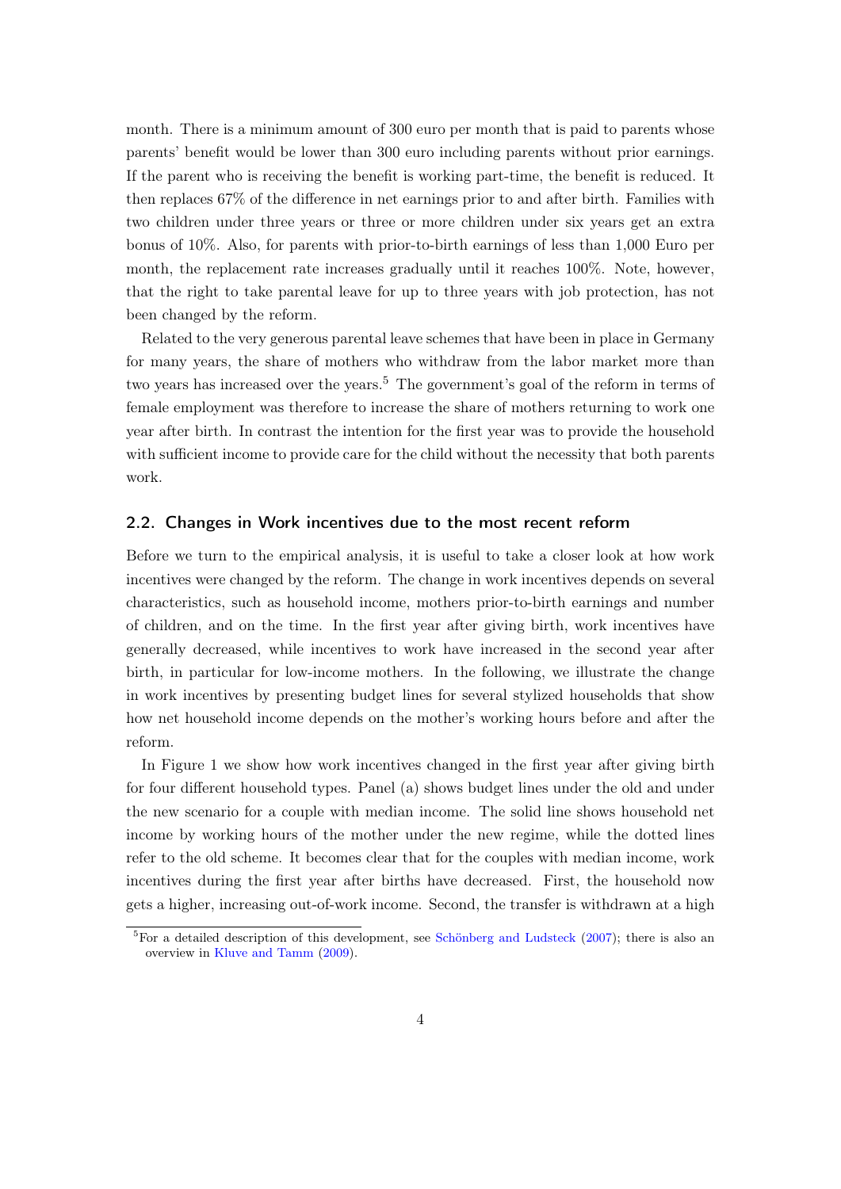month. There is a minimum amount of 300 euro per month that is paid to parents whose parents' benefit would be lower than 300 euro including parents without prior earnings. If the parent who is receiving the benefit is working part-time, the benefit is reduced. It then replaces 67% of the difference in net earnings prior to and after birth. Families with two children under three years or three or more children under six years get an extra bonus of 10%. Also, for parents with prior-to-birth earnings of less than 1,000 Euro per month, the replacement rate increases gradually until it reaches 100%. Note, however, that the right to take parental leave for up to three years with job protection, has not been changed by the reform.

Related to the very generous parental leave schemes that have been in place in Germany for many years, the share of mothers who withdraw from the labor market more than two years has increased over the years.[5] The government's goal of the reform in terms of female employment was therefore to increase the share of mothers returning to work one year after birth. In contrast the intention for the first year was to provide the household with sufficient income to provide care for the child without the necessity that both parents work.

## 2.2. Changes in Work incentives due to the most recent reform

Before we turn to the empirical analysis, it is useful to take a closer look at how work incentives were changed by the reform. The change in work incentives depends on several characteristics, such as household income, mothers prior-to-birth earnings and number of children, and on the time. In the first year after giving birth, work incentives have generally decreased, while incentives to work have increased in the second year after birth, in particular for low-income mothers. In the following, we illustrate the change in work incentives by presenting budget lines for several stylized households that show how net household income depends on the mother's working hours before and after the reform.

In Figure 1 we show how work incentives changed in the first year after giving birth for four different household types. Panel (a) shows budget lines under the old and under the new scenario for a couple with median income. The solid line shows household net income by working hours of the mother under the new regime, while the dotted lines refer to the old scheme. It becomes clear that for the couples with median income, work incentives during the first year after births have decreased. First, the household now gets a higher, increasing out-of-work income. Second, the transfer is withdrawn at a high

[5] For a detailed description of this development, see Schönberg and Ludsteck (2007); there is also an overview in Kluve and Tamm (2009).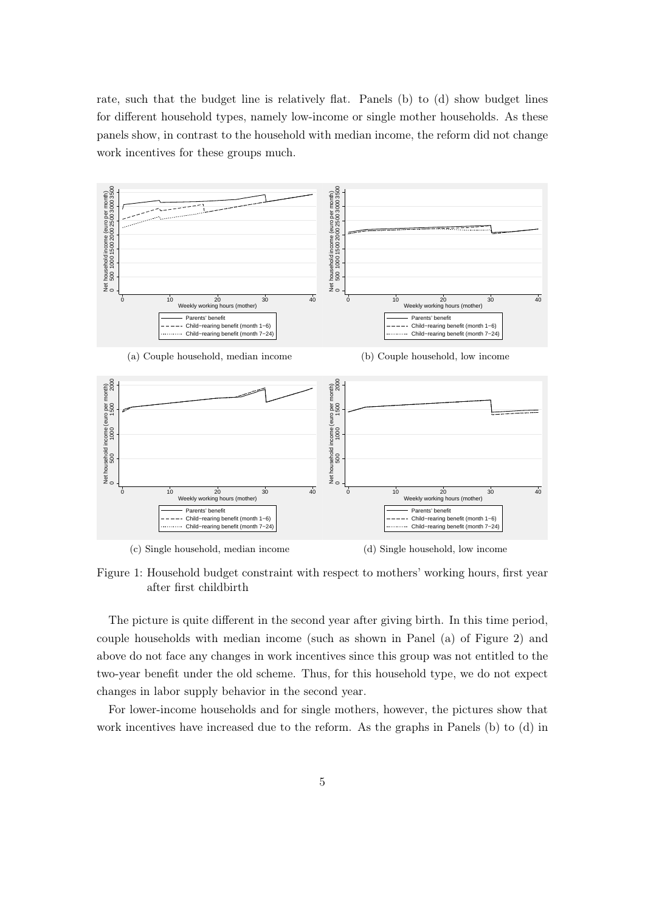rate, such that the budget line is relatively flat. Panels (b) to (d) show budget lines for different household types, namely low-income or single mother households. As these panels show, in contrast to the household with median income, the reform did not change work incentives for these groups much.

(a) Couple household, median income

(b) Couple household, low income

(c) Single household, median income

(d) Single household, low income

Figure 1: Household budget constraint with respect to mothers' working hours, first year after first childbirth

The picture is quite different in the second year after giving birth. In this time period, couple households with median income (such as shown in Panel (a) of Figure 2) and above do not face any changes in work incentives since this group was not entitled to the two-year benefit under the old scheme. Thus, for this household type, we do not expect changes in labor supply behavior in the second year.

For lower-income households and for single mothers, however, the pictures show that work incentives have increased due to the reform. As the graphs in Panels (b) to (d) in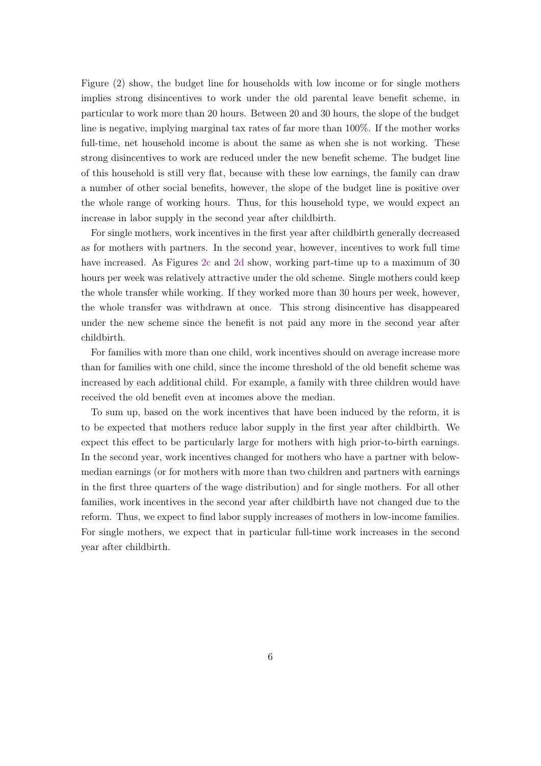Figure (2) show, the budget line for households with low income or for single mothers implies strong disincentives to work under the old parental leave benefit scheme, in particular to work more than 20 hours. Between 20 and 30 hours, the slope of the budget line is negative, implying marginal tax rates of far more than 100%. If the mother works full-time, net household income is about the same as when she is not working. These strong disincentives to work are reduced under the new benefit scheme. The budget line of this household is still very flat, because with these low earnings, the family can draw a number of other social benefits, however, the slope of the budget line is positive over the whole range of working hours. Thus, for this household type, we would expect an increase in labor supply in the second year after childbirth.

For single mothers, work incentives in the first year after childbirth generally decreased as for mothers with partners. In the second year, however, incentives to work full time have increased. As Figures 2c and 2d show, working part-time up to a maximum of 30 hours per week was relatively attractive under the old scheme. Single mothers could keep the whole transfer while working. If they worked more than 30 hours per week, however, the whole transfer was withdrawn at once. This strong disincentive has disappeared under the new scheme since the benefit is not paid any more in the second year after childbirth.

For families with more than one child, work incentives should on average increase more than for families with one child, since the income threshold of the old benefit scheme was increased by each additional child. For example, a family with three children would have received the old benefit even at incomes above the median.

To sum up, based on the work incentives that have been induced by the reform, it is to be expected that mothers reduce labor supply in the first year after childbirth. We expect this effect to be particularly large for mothers with high prior-to-birth earnings. In the second year, work incentives changed for mothers who have a partner with below-median earnings (or for mothers with more than two children and partners with earnings in the first three quarters of the wage distribution) and for single mothers. For all other families, work incentives in the second year after childbirth have not changed due to the reform. Thus, we expect to find labor supply increases of mothers in low-income families. For single mothers, we expect that in particular full-time work increases in the second year after childbirth.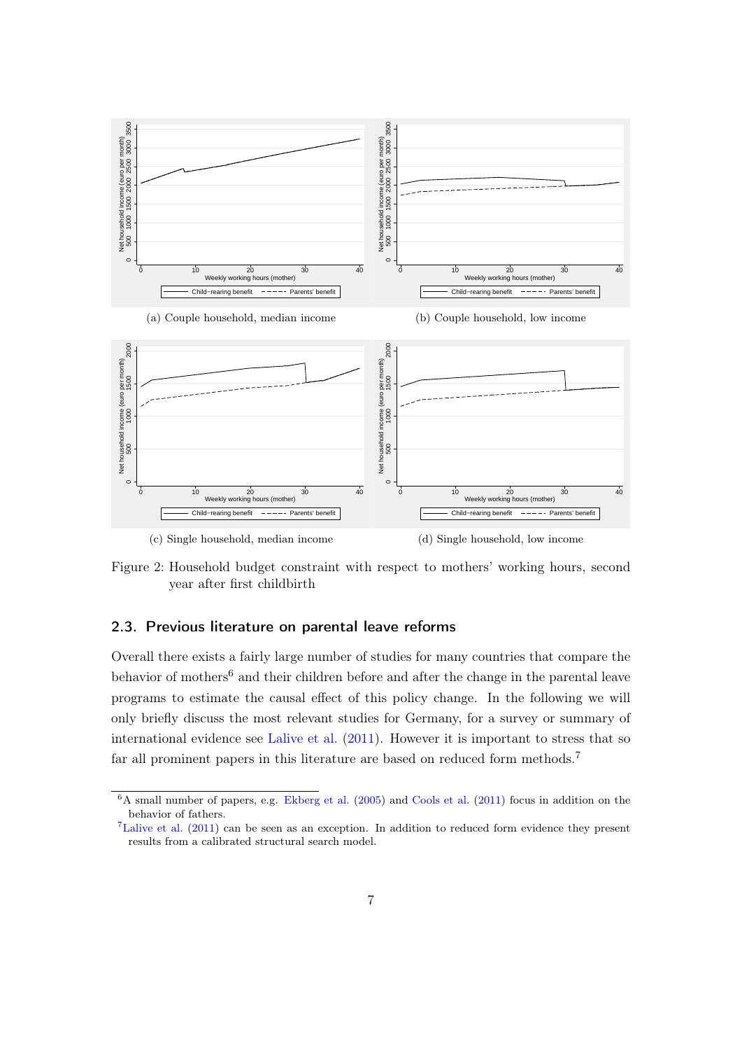(a) Couple household, median income

(b) Couple household, low income

(c) Single household, median income

(d) Single household, low income

Figure 2: Household budget constraint with respect to mothers' working hours, second year after first childbirth

## 2.3. Previous literature on parental leave reforms

Overall there exists a fairly large number of studies for many countries that compare the behavior of mothers[6] and their children before and after the change in the parental leave programs to estimate the causal effect of this policy change. In the following we will only briefly discuss the most relevant studies for Germany, for a survey or summary of international evidence see Lalive et al. (2011). However it is important to stress that so far all prominent papers in this literature are based on reduced form methods.[7]

[6] A small number of papers, e.g. Ekberg et al. (2005) and Cools et al. (2011) focus in addition on the behavior of fathers.

[7] Lalive et al. (2011) can be seen as an exception. In addition to reduced form evidence they present results from a calibrated structural search model.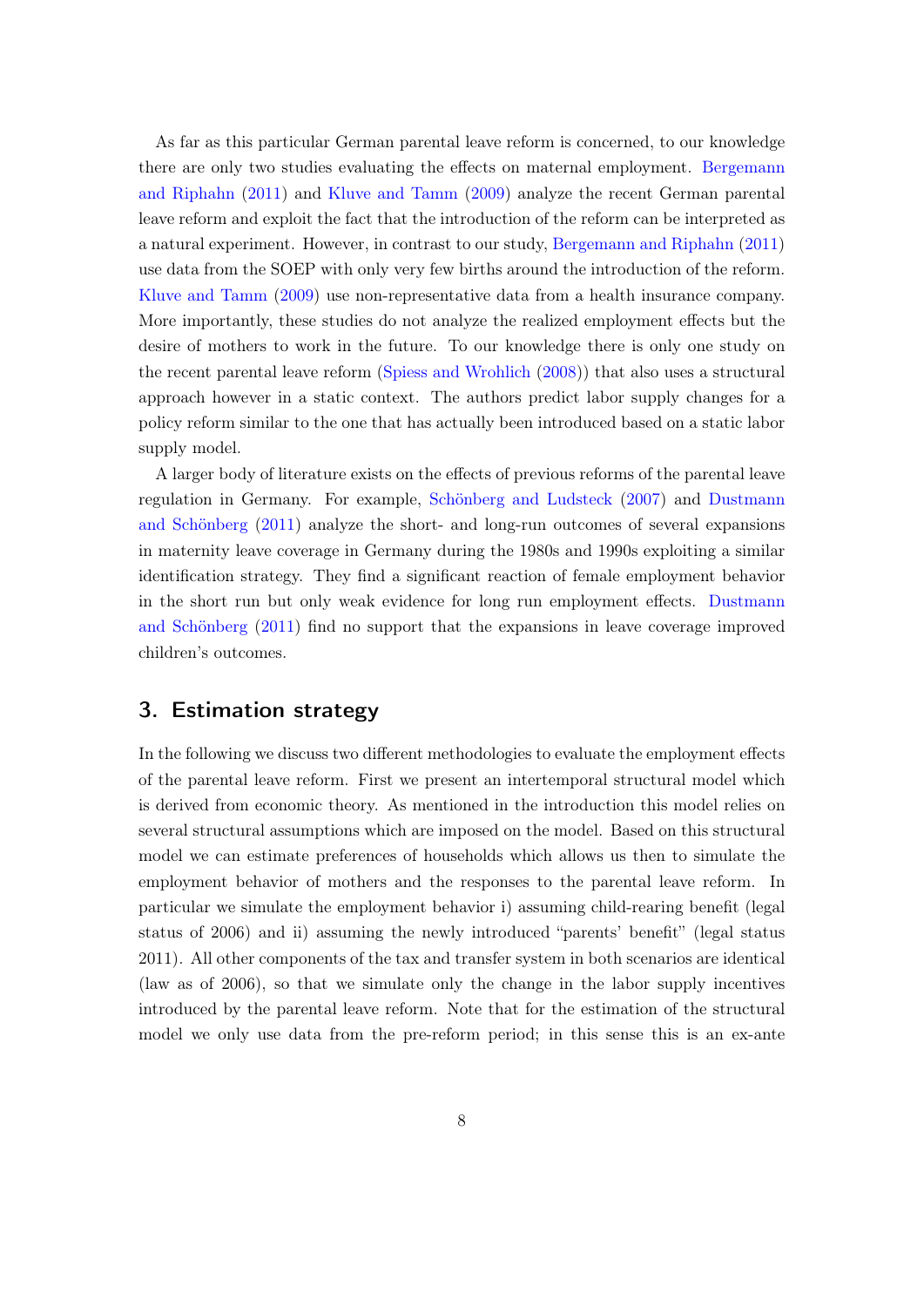As far as this particular German parental leave reform is concerned, to our knowledge there are only two studies evaluating the effects on maternal employment. Bergemann and Riphahn (2011) and Kluve and Tamm (2009) analyze the recent German parental leave reform and exploit the fact that the introduction of the reform can be interpreted as a natural experiment. However, in contrast to our study, Bergemann and Riphahn (2011) use data from the SOEP with only very few births around the introduction of the reform. Kluve and Tamm (2009) use non-representative data from a health insurance company. More importantly, these studies do not analyze the realized employment effects but the desire of mothers to work in the future. To our knowledge there is only one study on the recent parental leave reform (Spiess and Wrohlich (2008)) that also uses a structural approach however in a static context. The authors predict labor supply changes for a policy reform similar to the one that has actually been introduced based on a static labor supply model.

A larger body of literature exists on the effects of previous reforms of the parental leave regulation in Germany. For example, Schönberg and Ludsteck (2007) and Dustmann and Schönberg (2011) analyze the short- and long-run outcomes of several expansions in maternity leave coverage in Germany during the 1980s and 1990s exploiting a similar identification strategy. They find a significant reaction of female employment behavior in the short run but only weak evidence for long run employment effects. Dustmann and Schönberg (2011) find no support that the expansions in leave coverage improved children's outcomes.

## 3. Estimation strategy

In the following we discuss two different methodologies to evaluate the employment effects of the parental leave reform. First we present an intertemporal structural model which is derived from economic theory. As mentioned in the introduction this model relies on several structural assumptions which are imposed on the model. Based on this structural model we can estimate preferences of households which allows us then to simulate the employment behavior of mothers and the responses to the parental leave reform. In particular we simulate the employment behavior i) assuming child-rearing benefit (legal status of 2006) and ii) assuming the newly introduced "parents' benefit" (legal status 2011). All other components of the tax and transfer system in both scenarios are identical (law as of 2006), so that we simulate only the change in the labor supply incentives introduced by the parental leave reform. Note that for the estimation of the structural model we only use data from the pre-reform period; in this sense this is an ex-ante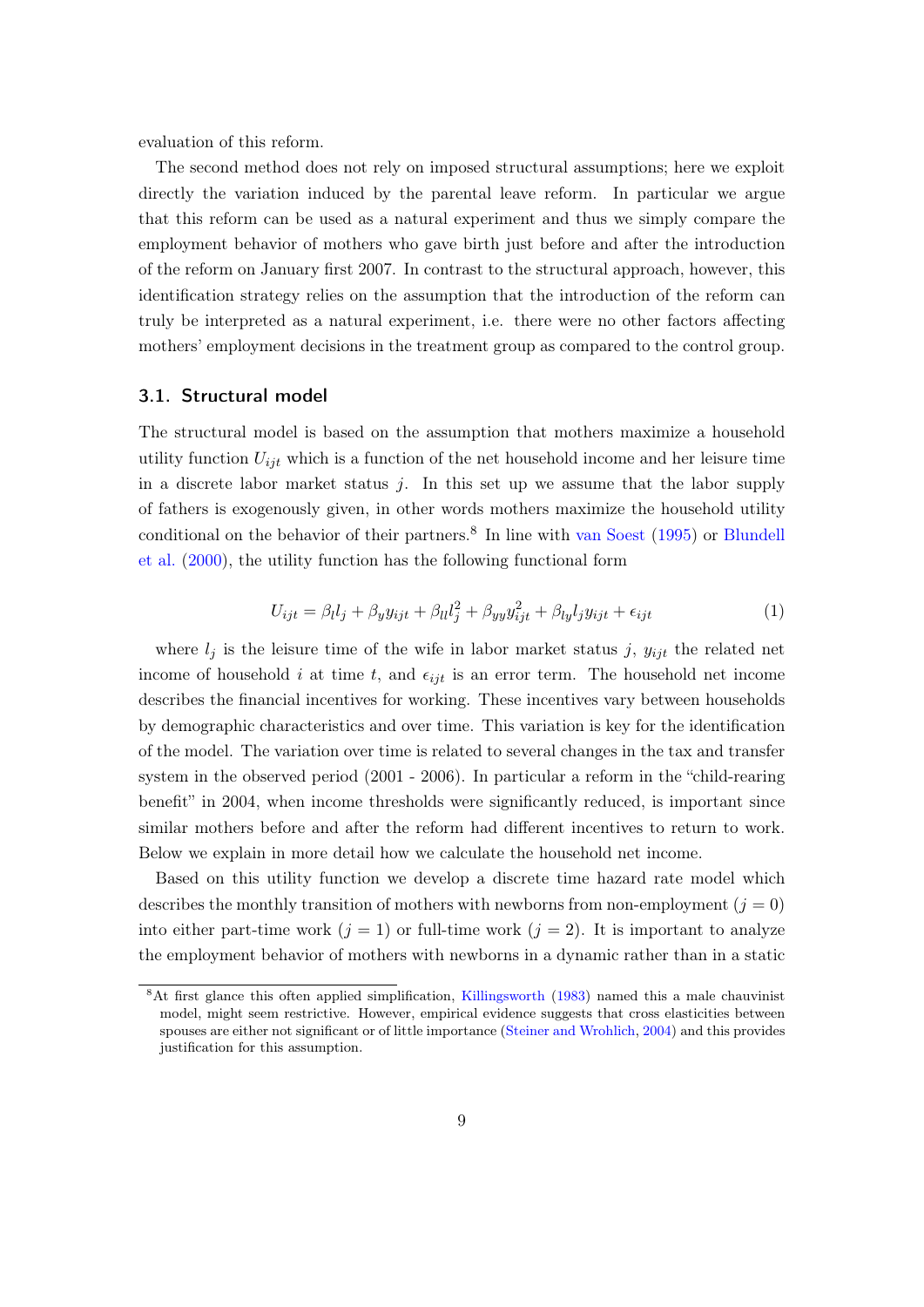evaluation of this reform.

The second method does not rely on imposed structural assumptions; here we exploit directly the variation induced by the parental leave reform. In particular we argue that this reform can be used as a natural experiment and thus we simply compare the employment behavior of mothers who gave birth just before and after the introduction of the reform on January first 2007. In contrast to the structural approach, however, this identification strategy relies on the assumption that the introduction of the reform can truly be interpreted as a natural experiment, i.e. there were no other factors affecting mothers' employment decisions in the treatment group as compared to the control group.

### 3.1. Structural model

The structural model is based on the assumption that mothers maximize a household utility function $U_{ijt}$ which is a function of the net household income and her leisure time in a discrete labor market status $j$. In this set up we assume that the labor supply of fathers is exogenously given, in other words mothers maximize the household utility conditional on the behavior of their partners.[8] In line with van Soest (1995) or Blundell et al. (2000), the utility function has the following functional form

$$U_{ijt} = \beta_l l_j + \beta_y y_{ijt} + \beta_{ll} l_j^2 + \beta_{yy} y_{ijt}^2 + \beta_{ly} l_j y_{ijt} + \epsilon_{ijt} \tag{1}$$

where $l_j$ is the leisure time of the wife in labor market status $j$, $y_{ijt}$ the related net income of household $i$ at time $t$, and $\epsilon_{ijt}$ is an error term. The household net income describes the financial incentives for working. These incentives vary between households by demographic characteristics and over time. This variation is key for the identification of the model. The variation over time is related to several changes in the tax and transfer system in the observed period (2001 - 2006). In particular a reform in the "child-rearing benefit" in 2004, when income thresholds were significantly reduced, is important since similar mothers before and after the reform had different incentives to return to work. Below we explain in more detail how we calculate the household net income.

Based on this utility function we develop a discrete time hazard rate model which describes the monthly transition of mothers with newborns from non-employment ($j = 0$) into either part-time work ($j = 1$) or full-time work ($j = 2$). It is important to analyze the employment behavior of mothers with newborns in a dynamic rather than in a static

[8] At first glance this often applied simplification, Killingsworth (1983) named this a male chauvinist model, might seem restrictive. However, empirical evidence suggests that cross elasticities between spouses are either not significant or of little importance (Steiner and Wrohlich, 2004) and this provides justification for this assumption.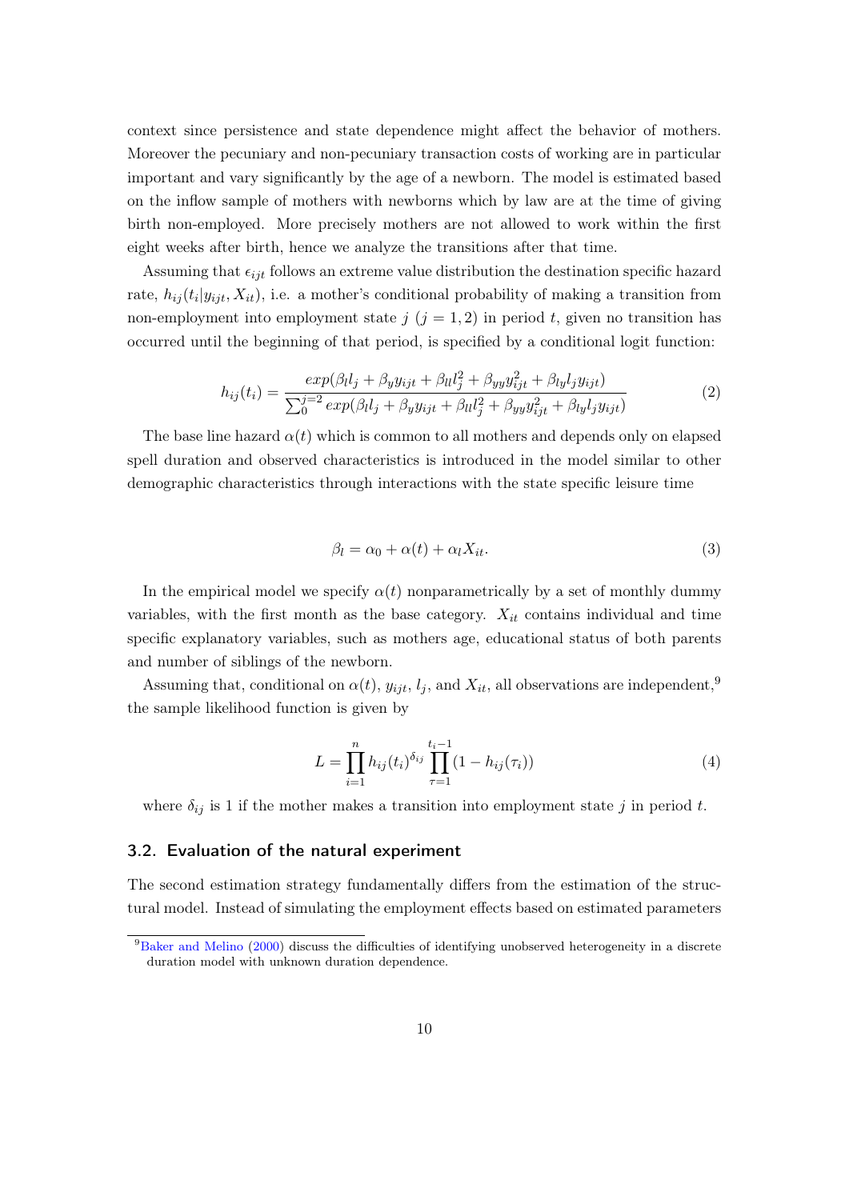context since persistence and state dependence might affect the behavior of mothers. Moreover the pecuniary and non-pecuniary transaction costs of working are in particular important and vary significantly by the age of a newborn. The model is estimated based on the inflow sample of mothers with newborns which by law are at the time of giving birth non-employed. More precisely mothers are not allowed to work within the first eight weeks after birth, hence we analyze the transitions after that time.

Assuming that $\epsilon_{ijt}$ follows an extreme value distribution the destination specific hazard rate, $h_{ij}(t_i|y_{ijt}, X_{it})$, i.e. a mother's conditional probability of making a transition from non-employment into employment state $j$ ($j = 1, 2$) in period $t$, given no transition has occurred until the beginning of that period, is specified by a conditional logit function:

$$h_{ij}(t_i) = \frac{exp(\beta_l l_j + \beta_y y_{ijt} + \beta_{ll} l_j^2 + \beta_{yy} y_{ijt}^2 + \beta_{ly} l_j y_{ijt})}{\sum_0^{j=2} exp(\beta_l l_j + \beta_y y_{ijt} + \beta_{ll} l_j^2 + \beta_{yy} y_{ijt}^2 + \beta_{ly} l_j y_{ijt})} \tag{2}$$

The base line hazard $\alpha(t)$ which is common to all mothers and depends only on elapsed spell duration and observed characteristics is introduced in the model similar to other demographic characteristics through interactions with the state specific leisure time

$$\beta_l = \alpha_0 + \alpha(t) + \alpha_l X_{it}. \tag{3}$$

In the empirical model we specify $\alpha(t)$ nonparametrically by a set of monthly dummy variables, with the first month as the base category. $X_{it}$ contains individual and time specific explanatory variables, such as mothers age, educational status of both parents and number of siblings of the newborn.

Assuming that, conditional on $\alpha(t)$, $y_{ijt}$, $l_j$, and $X_{it}$, all observations are independent,[9] the sample likelihood function is given by

$$L = \prod_{i=1}^{n} h_{ij}(t_i)^{\delta_{ij}} \prod_{\tau=1}^{t_i-1} (1 - h_{ij}(\tau_i)) \tag{4}$$

where $\delta_{ij}$ is 1 if the mother makes a transition into employment state $j$ in period $t$.

### 3.2. Evaluation of the natural experiment

The second estimation strategy fundamentally differs from the estimation of the structural model. Instead of simulating the employment effects based on estimated parameters

[9] Baker and Melino (2000) discuss the difficulties of identifying unobserved heterogeneity in a discrete duration model with unknown duration dependence.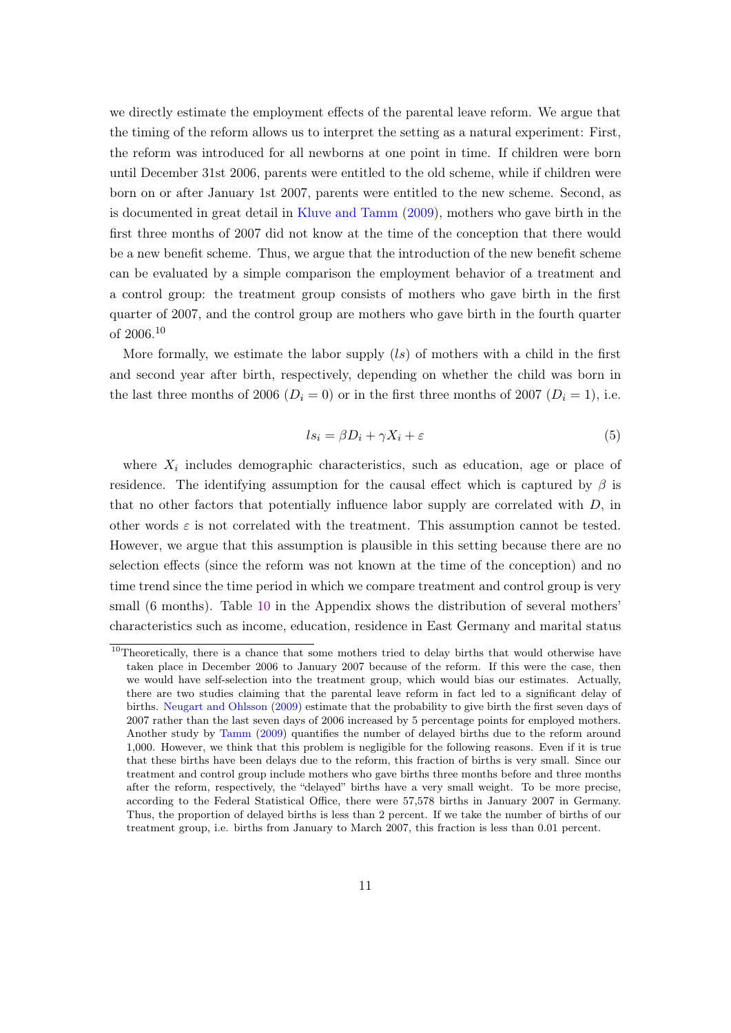we directly estimate the employment effects of the parental leave reform. We argue that the timing of the reform allows us to interpret the setting as a natural experiment: First, the reform was introduced for all newborns at one point in time. If children were born until December 31st 2006, parents were entitled to the old scheme, while if children were born on or after January 1st 2007, parents were entitled to the new scheme. Second, as is documented in great detail in Kluve and Tamm (2009), mothers who gave birth in the first three months of 2007 did not know at the time of the conception that there would be a new benefit scheme. Thus, we argue that the introduction of the new benefit scheme can be evaluated by a simple comparison the employment behavior of a treatment and a control group: the treatment group consists of mothers who gave birth in the first quarter of 2007, and the control group are mothers who gave birth in the fourth quarter of 2006.[10]

More formally, we estimate the labor supply ($ls$) of mothers with a child in the first and second year after birth, respectively, depending on whether the child was born in the last three months of 2006 ($D_i = 0$) or in the first three months of 2007 ($D_i = 1$), i.e.

$$ls_i = \beta D_i + \gamma X_i + \varepsilon \tag{5}$$

where $X_i$ includes demographic characteristics, such as education, age or place of residence. The identifying assumption for the causal effect which is captured by $\beta$ is that no other factors that potentially influence labor supply are correlated with $D$, in other words $\varepsilon$ is not correlated with the treatment. This assumption cannot be tested. However, we argue that this assumption is plausible in this setting because there are no selection effects (since the reform was not known at the time of the conception) and no time trend since the time period in which we compare treatment and control group is very small (6 months). Table 10 in the Appendix shows the distribution of several mothers' characteristics such as income, education, residence in East Germany and marital status

[10] Theoretically, there is a chance that some mothers tried to delay births that would otherwise have taken place in December 2006 to January 2007 because of the reform. If this were the case, then we would have self-selection into the treatment group, which would bias our estimates. Actually, there are two studies claiming that the parental leave reform in fact led to a significant delay of births. Neugart and Ohlsson (2009) estimate that the probability to give birth the first seven days of 2007 rather than the last seven days of 2006 increased by 5 percentage points for employed mothers. Another study by Tamm (2009) quantifies the number of delayed births due to the reform around 1,000. However, we think that this problem is negligible for the following reasons. Even if it is true that these births have been delays due to the reform, this fraction of births is very small. Since our treatment and control group include mothers who gave births three months before and three months after the reform, respectively, the "delayed" births have a very small weight. To be more precise, according to the Federal Statistical Office, there were 57,578 births in January 2007 in Germany. Thus, the proportion of delayed births is less than 2 percent. If we take the number of births of our treatment group, i.e. births from January to March 2007, this fraction is less than 0.01 percent.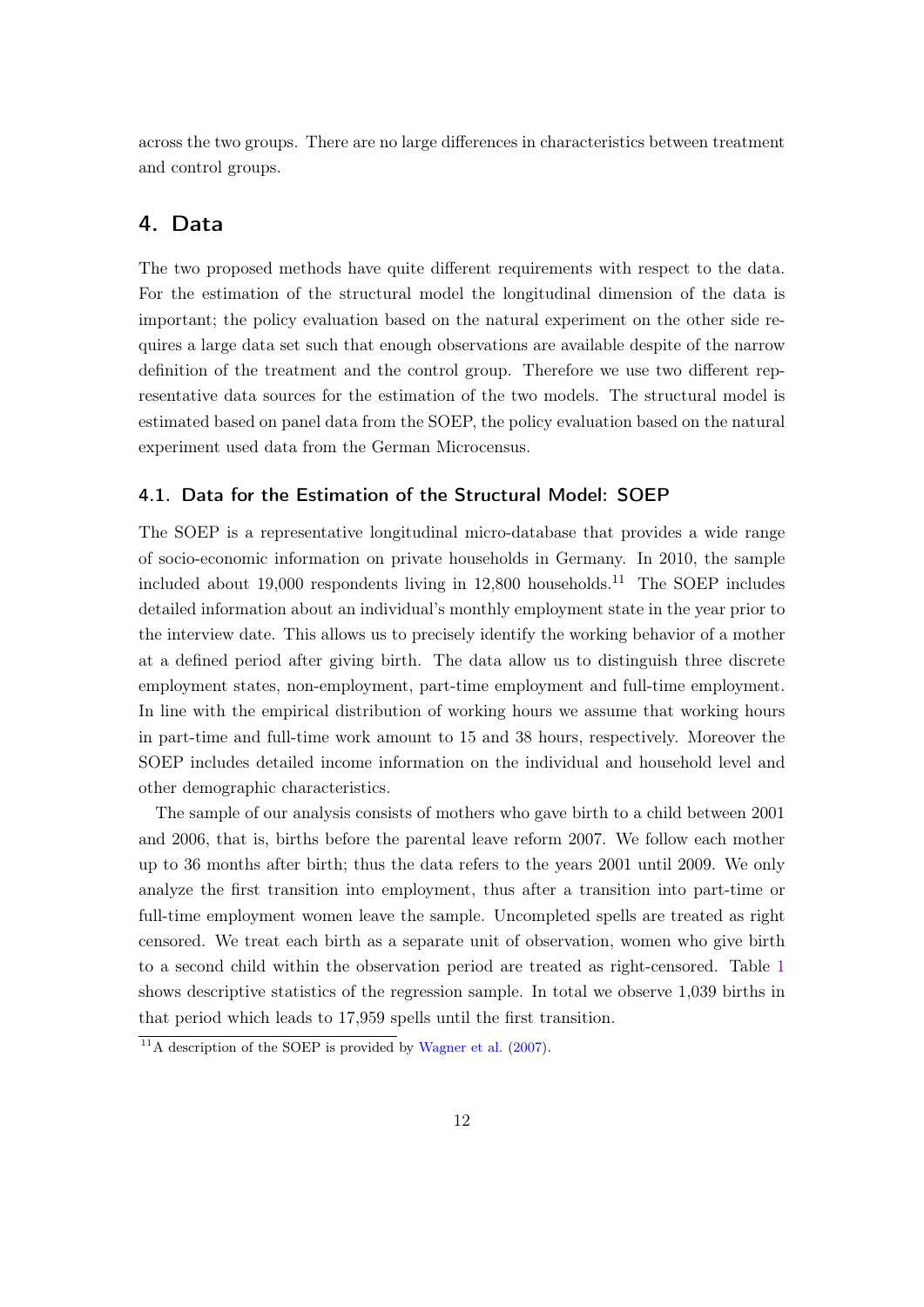across the two groups. There are no large differences in characteristics between treatment and control groups.

## 4. Data

The two proposed methods have quite different requirements with respect to the data. For the estimation of the structural model the longitudinal dimension of the data is important; the policy evaluation based on the natural experiment on the other side requires a large data set such that enough observations are available despite of the narrow definition of the treatment and the control group. Therefore we use two different representative data sources for the estimation of the two models. The structural model is estimated based on panel data from the SOEP, the policy evaluation based on the natural experiment used data from the German Microcensus.

### 4.1. Data for the Estimation of the Structural Model: SOEP

The SOEP is a representative longitudinal micro-database that provides a wide range of socio-economic information on private households in Germany. In 2010, the sample included about 19,000 respondents living in 12,800 households.[11] The SOEP includes detailed information about an individual's monthly employment state in the year prior to the interview date. This allows us to precisely identify the working behavior of a mother at a defined period after giving birth. The data allow us to distinguish three discrete employment states, non-employment, part-time employment and full-time employment. In line with the empirical distribution of working hours we assume that working hours in part-time and full-time work amount to 15 and 38 hours, respectively. Moreover the SOEP includes detailed income information on the individual and household level and other demographic characteristics.

The sample of our analysis consists of mothers who gave birth to a child between 2001 and 2006, that is, births before the parental leave reform 2007. We follow each mother up to 36 months after birth; thus the data refers to the years 2001 until 2009. We only analyze the first transition into employment, thus after a transition into part-time or full-time employment women leave the sample. Uncompleted spells are treated as right censored. We treat each birth as a separate unit of observation, women who give birth to a second child within the observation period are treated as right-censored. Table 1 shows descriptive statistics of the regression sample. In total we observe 1,039 births in that period which leads to 17,959 spells until the first transition.

[11] A description of the SOEP is provided by Wagner et al. (2007).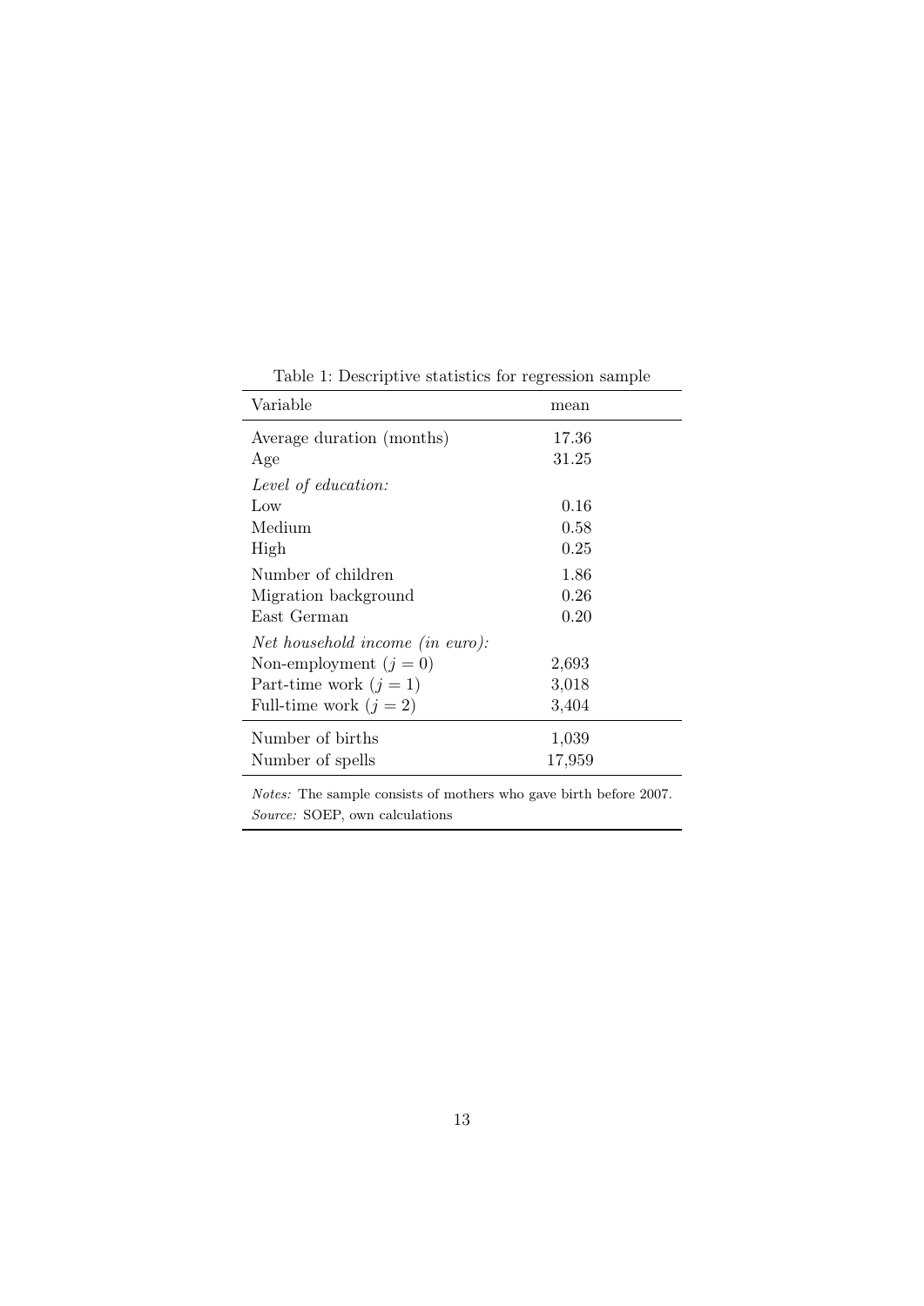Table 1: Descriptive statistics for regression sample

| Variable | mean |
|---|---|
| Average duration (months) | 17.36 |
| Age | 31.25 |
| *Level of education:* | |
| Low | 0.16 |
| Medium | 0.58 |
| High | 0.25 |
| Number of children | 1.86 |
| Migration background | 0.26 |
| East German | 0.20 |
| *Net household income (in euro):* | |
| Non-employment ($j = 0$) | 2,693 |
| Part-time work ($j = 1$) | 3,018 |
| Full-time work ($j = 2$) | 3,404 |
| Number of births | 1,039 |
| Number of spells | 17,959 |

*Notes:* The sample consists of mothers who gave birth before 2007.
*Source:* SOEP, own calculations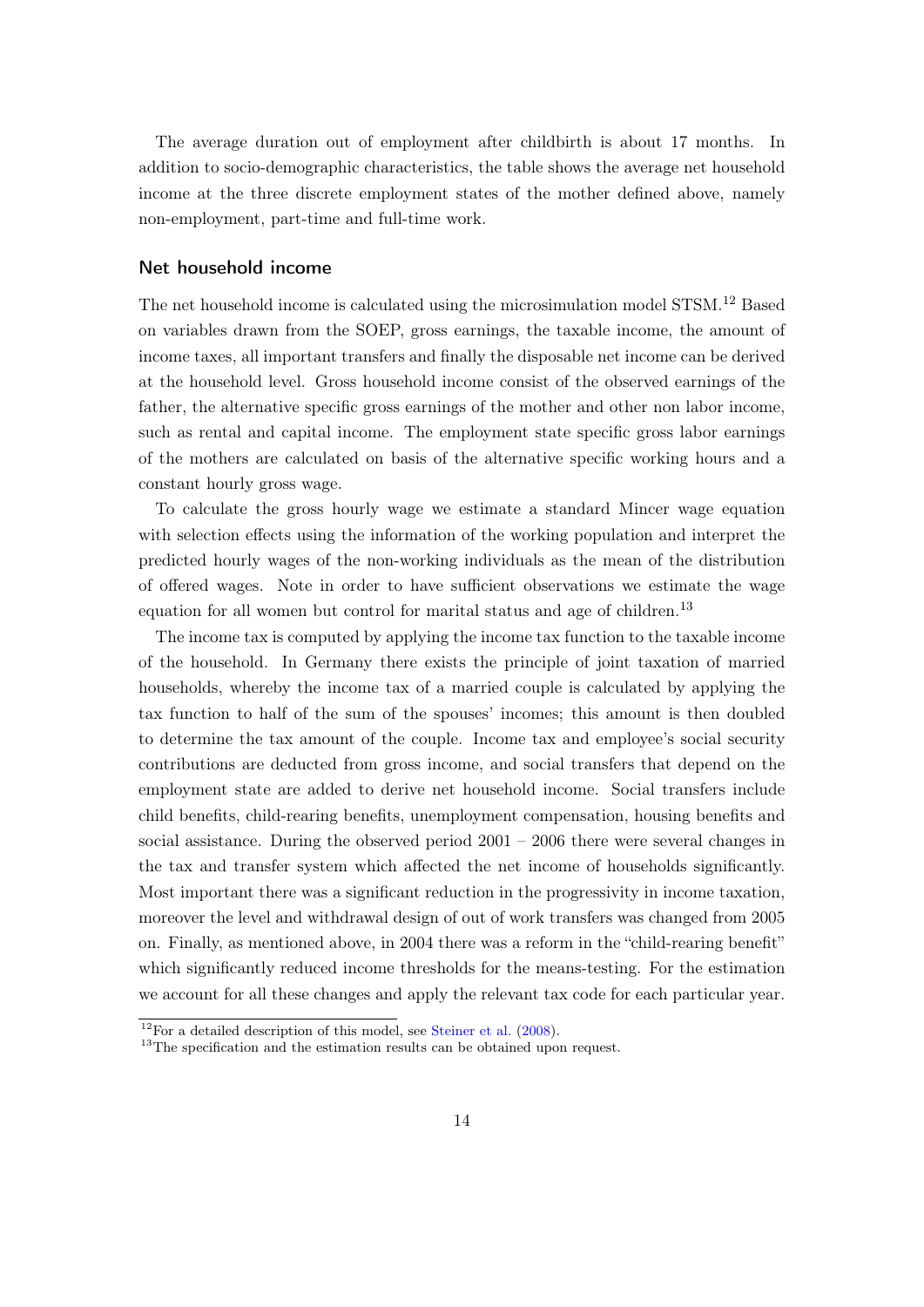The average duration out of employment after childbirth is about 17 months. In addition to socio-demographic characteristics, the table shows the average net household income at the three discrete employment states of the mother defined above, namely non-employment, part-time and full-time work.

### Net household income

The net household income is calculated using the microsimulation model STSM.[12] Based on variables drawn from the SOEP, gross earnings, the taxable income, the amount of income taxes, all important transfers and finally the disposable net income can be derived at the household level. Gross household income consist of the observed earnings of the father, the alternative specific gross earnings of the mother and other non labor income, such as rental and capital income. The employment state specific gross labor earnings of the mothers are calculated on basis of the alternative specific working hours and a constant hourly gross wage.

To calculate the gross hourly wage we estimate a standard Mincer wage equation with selection effects using the information of the working population and interpret the predicted hourly wages of the non-working individuals as the mean of the distribution of offered wages. Note in order to have sufficient observations we estimate the wage equation for all women but control for marital status and age of children.[13]

The income tax is computed by applying the income tax function to the taxable income of the household. In Germany there exists the principle of joint taxation of married households, whereby the income tax of a married couple is calculated by applying the tax function to half of the sum of the spouses' incomes; this amount is then doubled to determine the tax amount of the couple. Income tax and employee's social security contributions are deducted from gross income, and social transfers that depend on the employment state are added to derive net household income. Social transfers include child benefits, child-rearing benefits, unemployment compensation, housing benefits and social assistance. During the observed period 2001 – 2006 there were several changes in the tax and transfer system which affected the net income of households significantly. Most important there was a significant reduction in the progressivity in income taxation, moreover the level and withdrawal design of out of work transfers was changed from 2005 on. Finally, as mentioned above, in 2004 there was a reform in the "child-rearing benefit" which significantly reduced income thresholds for the means-testing. For the estimation we account for all these changes and apply the relevant tax code for each particular year.

[12] For a detailed description of this model, see Steiner et al. (2008).

[13] The specification and the estimation results can be obtained upon request.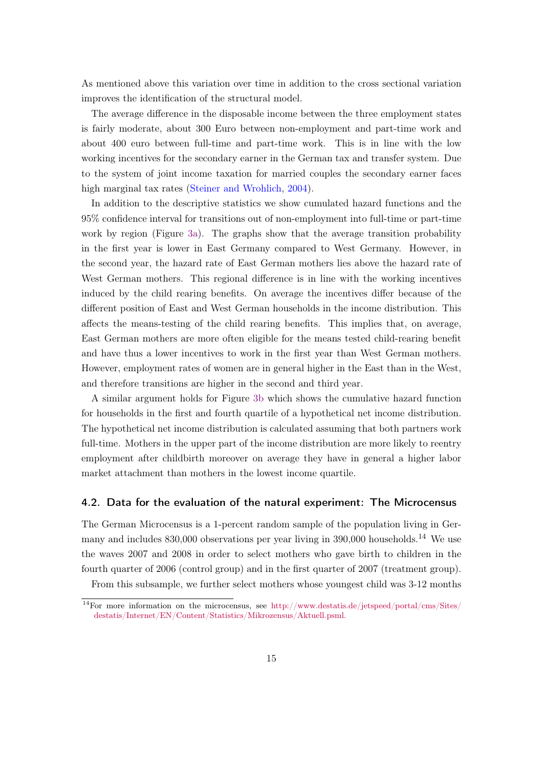As mentioned above this variation over time in addition to the cross sectional variation improves the identification of the structural model.

The average difference in the disposable income between the three employment states is fairly moderate, about 300 Euro between non-employment and part-time work and about 400 euro between full-time and part-time work. This is in line with the low working incentives for the secondary earner in the German tax and transfer system. Due to the system of joint income taxation for married couples the secondary earner faces high marginal tax rates (Steiner and Wrohlich, 2004).

In addition to the descriptive statistics we show cumulated hazard functions and the 95% confidence interval for transitions out of non-employment into full-time or part-time work by region (Figure 3a). The graphs show that the average transition probability in the first year is lower in East Germany compared to West Germany. However, in the second year, the hazard rate of East German mothers lies above the hazard rate of West German mothers. This regional difference is in line with the working incentives induced by the child rearing benefits. On average the incentives differ because of the different position of East and West German households in the income distribution. This affects the means-testing of the child rearing benefits. This implies that, on average, East German mothers are more often eligible for the means tested child-rearing benefit and have thus a lower incentives to work in the first year than West German mothers. However, employment rates of women are in general higher in the East than in the West, and therefore transitions are higher in the second and third year.

A similar argument holds for Figure 3b which shows the cumulative hazard function for households in the first and fourth quartile of a hypothetical net income distribution. The hypothetical net income distribution is calculated assuming that both partners work full-time. Mothers in the upper part of the income distribution are more likely to reentry employment after childbirth moreover on average they have in general a higher labor market attachment than mothers in the lowest income quartile.

## 4.2. Data for the evaluation of the natural experiment: The Microcensus

The German Microcensus is a 1-percent random sample of the population living in Germany and includes 830,000 observations per year living in 390,000 households.[14] We use the waves 2007 and 2008 in order to select mothers who gave birth to children in the fourth quarter of 2006 (control group) and in the first quarter of 2007 (treatment group).

From this subsample, we further select mothers whose youngest child was 3-12 months

[14] For more information on the microcensus, see http://www.destatis.de/jetspeed/portal/cms/Sites/destatis/Internet/EN/Content/Statistics/Mikrozensus/Aktuell.psml.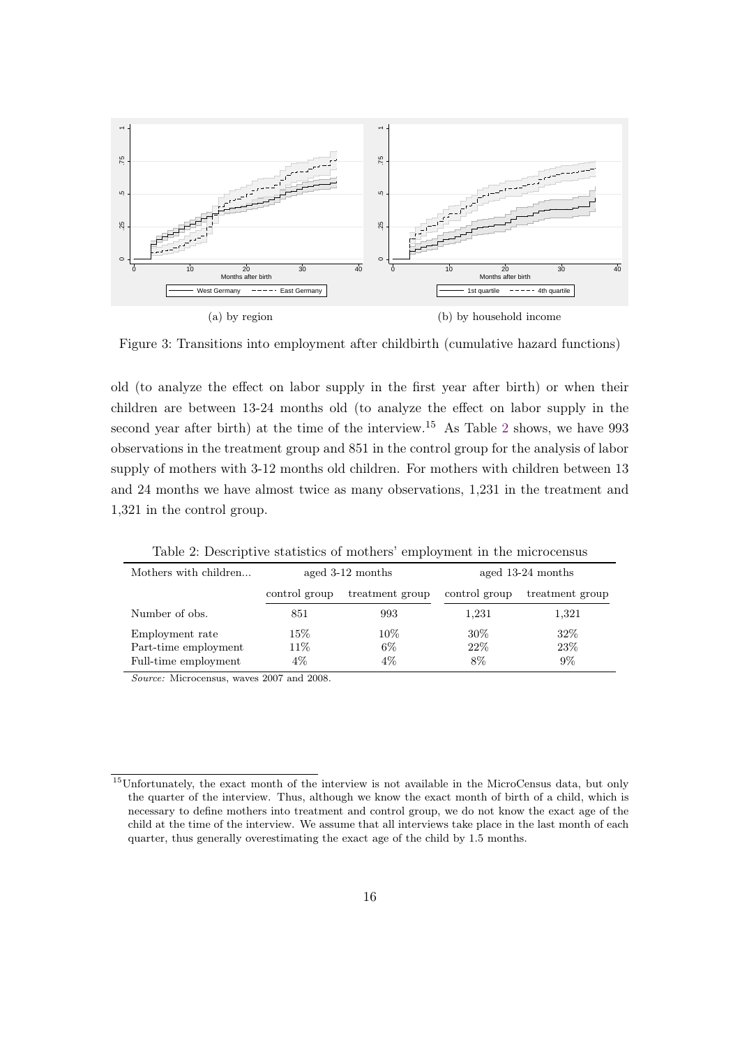(a) by region

(b) by household income

Figure 3: Transitions into employment after childbirth (cumulative hazard functions)

old (to analyze the effect on labor supply in the first year after birth) or when their children are between 13-24 months old (to analyze the effect on labor supply in the second year after birth) at the time of the interview.[15] As Table 2 shows, we have 993 observations in the treatment group and 851 in the control group for the analysis of labor supply of mothers with 3-12 months old children. For mothers with children between 13 and 24 months we have almost twice as many observations, 1,231 in the treatment and 1,321 in the control group.

Table 2: Descriptive statistics of mothers' employment in the microcensus

| Mothers with children... | aged 3-12 months | | aged 13-24 months | |
|---|---|---|---|---|
| | control group | treatment group | control group | treatment group |
| Number of obs. | 851 | 993 | 1,231 | 1,321 |
| Employment rate | 15% | 10% | 30% | 32% |
| Part-time employment | 11% | 6% | 22% | 23% |
| Full-time employment | 4% | 4% | 8% | 9% |

*Source:* Microcensus, waves 2007 and 2008.

[15] Unfortunately, the exact month of the interview is not available in the MicroCensus data, but only the quarter of the interview. Thus, although we know the exact month of birth of a child, which is necessary to define mothers into treatment and control group, we do not know the exact age of the child at the time of the interview. We assume that all interviews take place in the last month of each quarter, thus generally overestimating the exact age of the child by 1.5 months.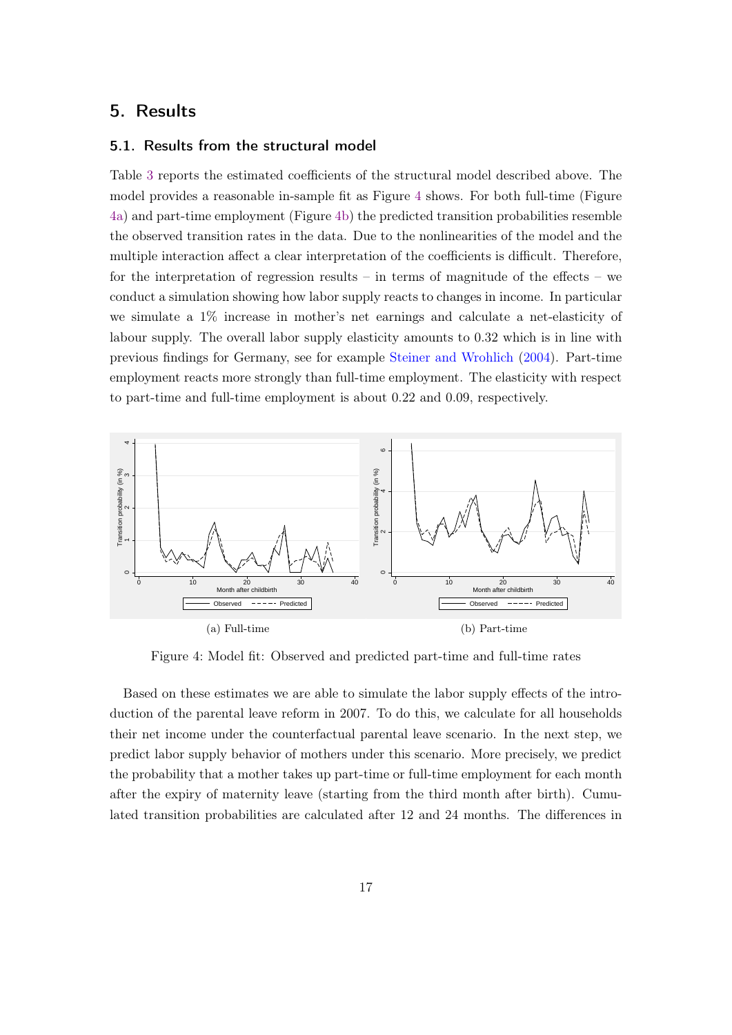## 5. Results

### 5.1. Results from the structural model

Table 3 reports the estimated coefficients of the structural model described above. The model provides a reasonable in-sample fit as Figure 4 shows. For both full-time (Figure 4a) and part-time employment (Figure 4b) the predicted transition probabilities resemble the observed transition rates in the data. Due to the nonlinearities of the model and the multiple interaction affect a clear interpretation of the coefficients is difficult. Therefore, for the interpretation of regression results – in terms of magnitude of the effects – we conduct a simulation showing how labor supply reacts to changes in income. In particular we simulate a 1% increase in mother's net earnings and calculate a net-elasticity of labour supply. The overall labor supply elasticity amounts to 0.32 which is in line with previous findings for Germany, see for example Steiner and Wrohlich (2004). Part-time employment reacts more strongly than full-time employment. The elasticity with respect to part-time and full-time employment is about 0.22 and 0.09, respectively.

(a) Full-time

(b) Part-time

Figure 4: Model fit: Observed and predicted part-time and full-time rates

Based on these estimates we are able to simulate the labor supply effects of the introduction of the parental leave reform in 2007. To do this, we calculate for all households their net income under the counterfactual parental leave scenario. In the next step, we predict labor supply behavior of mothers under this scenario. More precisely, we predict the probability that a mother takes up part-time or full-time employment for each month after the expiry of maternity leave (starting from the third month after birth). Cumulated transition probabilities are calculated after 12 and 24 months. The differences in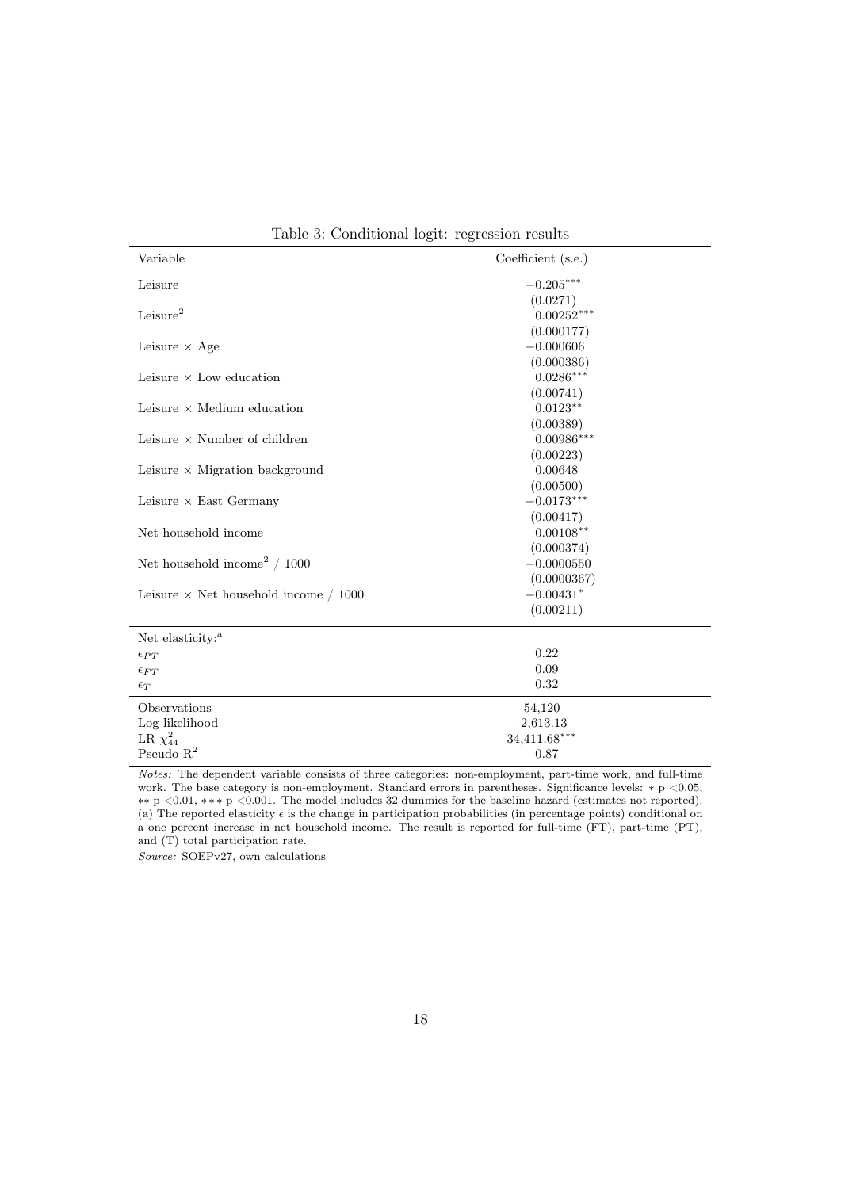Table 3: Conditional logit: regression results

| Variable | Coefficient (s.e.) |
|---|---|
| Leisure | $-0.205^{***}$ |
| | (0.0271) |
| Leisure$^2$ | $0.00252^{***}$ |
| | (0.000177) |
| Leisure × Age | $-0.000606$ |
| | (0.000386) |
| Leisure × Low education | $0.0286^{***}$ |
| | (0.00741) |
| Leisure × Medium education | $0.0123^{**}$ |
| | (0.00389) |
| Leisure × Number of children | $0.00986^{***}$ |
| | (0.00223) |
| Leisure × Migration background | 0.00648 |
| | (0.00500) |
| Leisure × East Germany | $-0.0173^{***}$ |
| | (0.00417) |
| Net household income | $0.00108^{**}$ |
| | (0.000374) |
| Net household income$^2$ / 1000 | $-0.0000550$ |
| | (0.0000367) |
| Leisure × Net household income / 1000 | $-0.00431^{*}$ |
| | (0.00211) |
| Net elasticity:[a] | |
| $\epsilon_{PT}$ | 0.22 |
| $\epsilon_{FT}$ | 0.09 |
| $\epsilon_{T}$ | 0.32 |
| Observations | 54,120 |
| Log-likelihood | -2,613.13 |
| LR $\chi^2_{44}$ | $34{,}411.68^{***}$ |
| Pseudo R$^2$ | 0.87 |

*Notes:* The dependent variable consists of three categories: non-employment, part-time work, and full-time work. The base category is non-employment. Standard errors in parentheses. Significance levels: $*$ p <0.05, $**$ p <0.01, $***$ p <0.001. The model includes 32 dummies for the baseline hazard (estimates not reported). (a) The reported elasticity $\epsilon$ is the change in participation probabilities (in percentage points) conditional on a one percent increase in net household income. The result is reported for full-time (FT), part-time (PT), and (T) total participation rate.

*Source:* SOEPv27, own calculations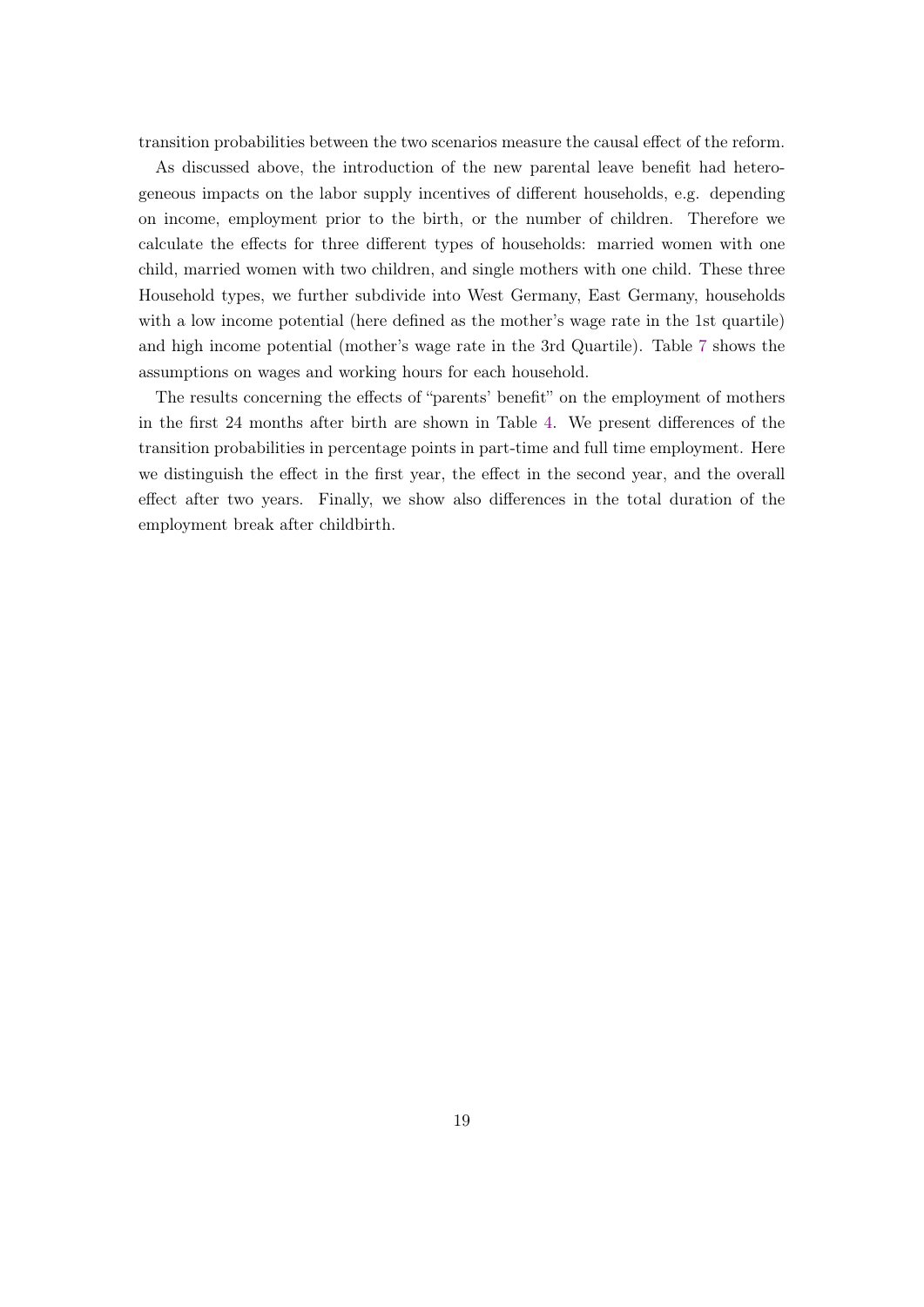transition probabilities between the two scenarios measure the causal effect of the reform.

As discussed above, the introduction of the new parental leave benefit had heterogeneous impacts on the labor supply incentives of different households, e.g. depending on income, employment prior to the birth, or the number of children. Therefore we calculate the effects for three different types of households: married women with one child, married women with two children, and single mothers with one child. These three Household types, we further subdivide into West Germany, East Germany, households with a low income potential (here defined as the mother's wage rate in the 1st quartile) and high income potential (mother's wage rate in the 3rd Quartile). Table 7 shows the assumptions on wages and working hours for each household.

The results concerning the effects of "parents' benefit" on the employment of mothers in the first 24 months after birth are shown in Table 4. We present differences of the transition probabilities in percentage points in part-time and full time employment. Here we distinguish the effect in the first year, the effect in the second year, and the overall effect after two years. Finally, we show also differences in the total duration of the employment break after childbirth.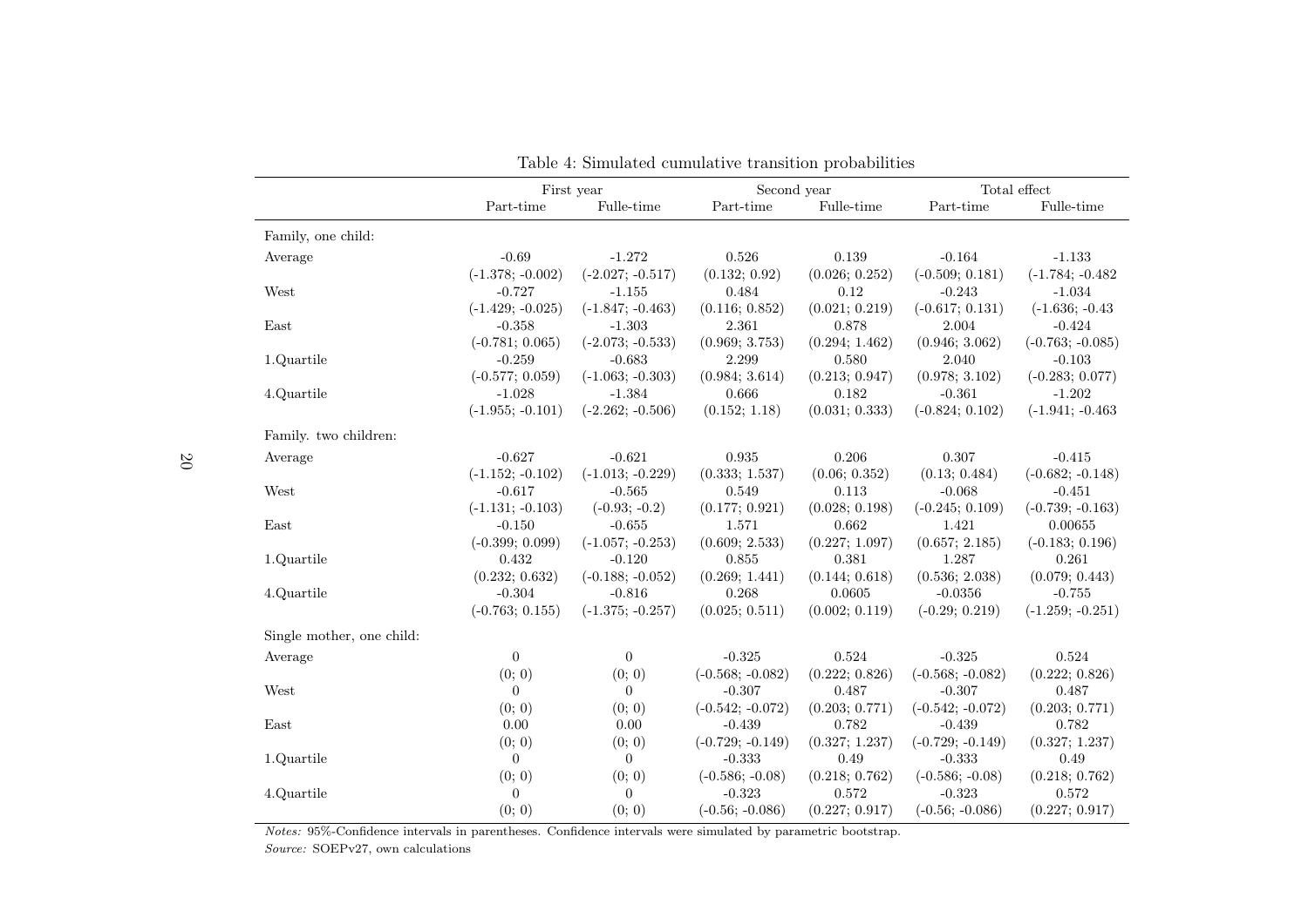Table 4: Simulated cumulative transition probabilities

| | First year | | Second year | | Total effect | |
|---|---|---|---|---|---|---|
| | Part-time | Fulle-time | Part-time | Fulle-time | Part-time | Fulle-time |
| Family, one child: | | | | | | |
| Average | -0.69 | -1.272 | 0.526 | 0.139 | -0.164 | -1.133 |
| | (-1.378; -0.002) | (-2.027; -0.517) | (0.132; 0.92) | (0.026; 0.252) | (-0.509; 0.181) | (-1.784; -0.482 |
| West | -0.727 | -1.155 | 0.484 | 0.12 | -0.243 | -1.034 |
| | (-1.429; -0.025) | (-1.847; -0.463) | (0.116; 0.852) | (0.021; 0.219) | (-0.617; 0.131) | (-1.636; -0.43 |
| East | -0.358 | -1.303 | 2.361 | 0.878 | 2.004 | -0.424 |
| | (-0.781; 0.065) | (-2.073; -0.533) | (0.969; 3.753) | (0.294; 1.462) | (0.946; 3.062) | (-0.763; -0.085) |
| 1.Quartile | -0.259 | -0.683 | 2.299 | 0.580 | 2.040 | -0.103 |
| | (-0.577; 0.059) | (-1.063; -0.303) | (0.984; 3.614) | (0.213; 0.947) | (0.978; 3.102) | (-0.283; 0.077) |
| 4.Quartile | -1.028 | -1.384 | 0.666 | 0.182 | -0.361 | -1.202 |
| | (-1.955; -0.101) | (-2.262; -0.506) | (0.152; 1.18) | (0.031; 0.333) | (-0.824; 0.102) | (-1.941; -0.463 |
| Family. two children: | | | | | | |
| Average | -0.627 | -0.621 | 0.935 | 0.206 | 0.307 | -0.415 |
| | (-1.152; -0.102) | (-1.013; -0.229) | (0.333; 1.537) | (0.06; 0.352) | (0.13; 0.484) | (-0.682; -0.148) |
| West | -0.617 | -0.565 | 0.549 | 0.113 | -0.068 | -0.451 |
| | (-1.131; -0.103) | (-0.93; -0.2) | (0.177; 0.921) | (0.028; 0.198) | (-0.245; 0.109) | (-0.739; -0.163) |
| East | -0.150 | -0.655 | 1.571 | 0.662 | 1.421 | 0.00655 |
| | (-0.399; 0.099) | (-1.057; -0.253) | (0.609; 2.533) | (0.227; 1.097) | (0.657; 2.185) | (-0.183; 0.196) |
| 1.Quartile | 0.432 | -0.120 | 0.855 | 0.381 | 1.287 | 0.261 |
| | (0.232; 0.632) | (-0.188; -0.052) | (0.269; 1.441) | (0.144; 0.618) | (0.536; 2.038) | (0.079; 0.443) |
| 4.Quartile | -0.304 | -0.816 | 0.268 | 0.0605 | -0.0356 | -0.755 |
| | (-0.763; 0.155) | (-1.375; -0.257) | (0.025; 0.511) | (0.002; 0.119) | (-0.29; 0.219) | (-1.259; -0.251) |
| Single mother, one child: | | | | | | |
| Average | 0 | 0 | -0.325 | 0.524 | -0.325 | 0.524 |
| | (0; 0) | (0; 0) | (-0.568; -0.082) | (0.222; 0.826) | (-0.568; -0.082) | (0.222; 0.826) |
| West | 0 | 0 | -0.307 | 0.487 | -0.307 | 0.487 |
| | (0; 0) | (0; 0) | (-0.542; -0.072) | (0.203; 0.771) | (-0.542; -0.072) | (0.203; 0.771) |
| East | 0.00 | 0.00 | -0.439 | 0.782 | -0.439 | 0.782 |
| | (0; 0) | (0; 0) | (-0.729; -0.149) | (0.327; 1.237) | (-0.729; -0.149) | (0.327; 1.237) |
| 1.Quartile | 0 | 0 | -0.333 | 0.49 | -0.333 | 0.49 |
| | (0; 0) | (0; 0) | (-0.586; -0.08) | (0.218; 0.762) | (-0.586; -0.08) | (0.218; 0.762) |
| 4.Quartile | 0 | 0 | -0.323 | 0.572 | -0.323 | 0.572 |
| | (0; 0) | (0; 0) | (-0.56; -0.086) | (0.227; 0.917) | (-0.56; -0.086) | (0.227; 0.917) |

*Notes:* 95%-Confidence intervals in parentheses. Confidence intervals were simulated by parametric bootstrap.

*Source:* SOEPv27, own calculations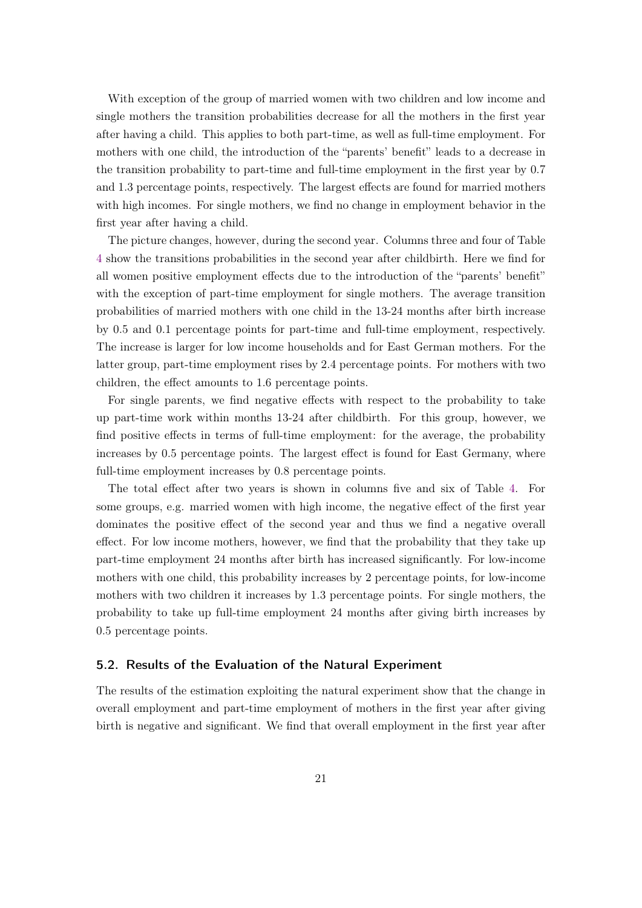With exception of the group of married women with two children and low income and single mothers the transition probabilities decrease for all the mothers in the first year after having a child. This applies to both part-time, as well as full-time employment. For mothers with one child, the introduction of the "parents' benefit" leads to a decrease in the transition probability to part-time and full-time employment in the first year by 0.7 and 1.3 percentage points, respectively. The largest effects are found for married mothers with high incomes. For single mothers, we find no change in employment behavior in the first year after having a child.

The picture changes, however, during the second year. Columns three and four of Table 4 show the transitions probabilities in the second year after childbirth. Here we find for all women positive employment effects due to the introduction of the "parents' benefit" with the exception of part-time employment for single mothers. The average transition probabilities of married mothers with one child in the 13-24 months after birth increase by 0.5 and 0.1 percentage points for part-time and full-time employment, respectively. The increase is larger for low income households and for East German mothers. For the latter group, part-time employment rises by 2.4 percentage points. For mothers with two children, the effect amounts to 1.6 percentage points.

For single parents, we find negative effects with respect to the probability to take up part-time work within months 13-24 after childbirth. For this group, however, we find positive effects in terms of full-time employment: for the average, the probability increases by 0.5 percentage points. The largest effect is found for East Germany, where full-time employment increases by 0.8 percentage points.

The total effect after two years is shown in columns five and six of Table 4. For some groups, e.g. married women with high income, the negative effect of the first year dominates the positive effect of the second year and thus we find a negative overall effect. For low income mothers, however, we find that the probability that they take up part-time employment 24 months after birth has increased significantly. For low-income mothers with one child, this probability increases by 2 percentage points, for low-income mothers with two children it increases by 1.3 percentage points. For single mothers, the probability to take up full-time employment 24 months after giving birth increases by 0.5 percentage points.

### 5.2. Results of the Evaluation of the Natural Experiment

The results of the estimation exploiting the natural experiment show that the change in overall employment and part-time employment of mothers in the first year after giving birth is negative and significant. We find that overall employment in the first year after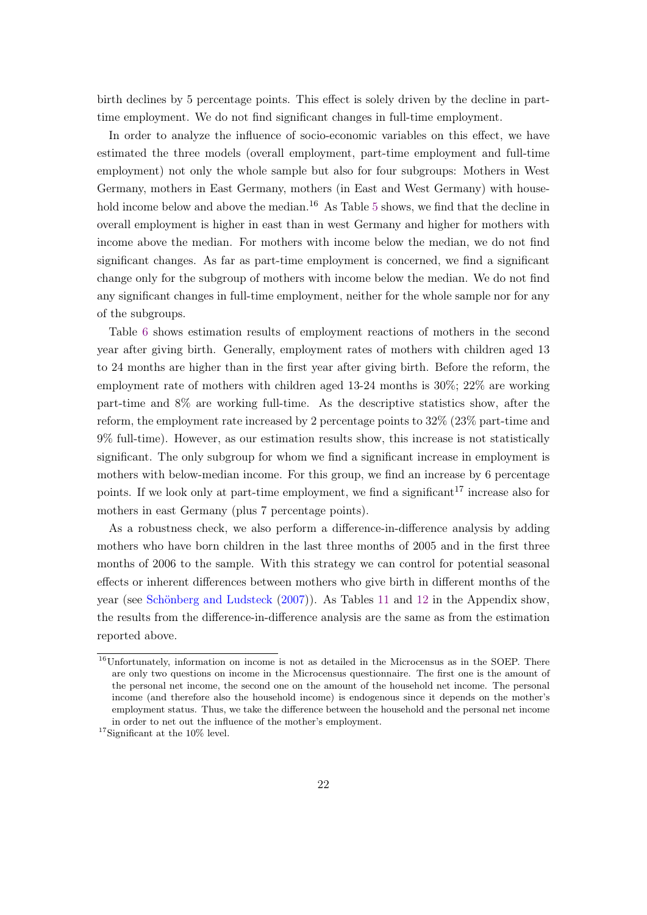birth declines by 5 percentage points. This effect is solely driven by the decline in part-time employment. We do not find significant changes in full-time employment.

In order to analyze the influence of socio-economic variables on this effect, we have estimated the three models (overall employment, part-time employment and full-time employment) not only the whole sample but also for four subgroups: Mothers in West Germany, mothers in East Germany, mothers (in East and West Germany) with household income below and above the median.[16] As Table 5 shows, we find that the decline in overall employment is higher in east than in west Germany and higher for mothers with income above the median. For mothers with income below the median, we do not find significant changes. As far as part-time employment is concerned, we find a significant change only for the subgroup of mothers with income below the median. We do not find any significant changes in full-time employment, neither for the whole sample nor for any of the subgroups.

Table 6 shows estimation results of employment reactions of mothers in the second year after giving birth. Generally, employment rates of mothers with children aged 13 to 24 months are higher than in the first year after giving birth. Before the reform, the employment rate of mothers with children aged 13-24 months is 30%; 22% are working part-time and 8% are working full-time. As the descriptive statistics show, after the reform, the employment rate increased by 2 percentage points to 32% (23% part-time and 9% full-time). However, as our estimation results show, this increase is not statistically significant. The only subgroup for whom we find a significant increase in employment is mothers with below-median income. For this group, we find an increase by 6 percentage points. If we look only at part-time employment, we find a significant[17] increase also for mothers in east Germany (plus 7 percentage points).

As a robustness check, we also perform a difference-in-difference analysis by adding mothers who have born children in the last three months of 2005 and in the first three months of 2006 to the sample. With this strategy we can control for potential seasonal effects or inherent differences between mothers who give birth in different months of the year (see Schönberg and Ludsteck (2007)). As Tables 11 and 12 in the Appendix show, the results from the difference-in-difference analysis are the same as from the estimation reported above.

[16] Unfortunately, information on income is not as detailed in the Microcensus as in the SOEP. There are only two questions on income in the Microcensus questionnaire. The first one is the amount of the personal net income, the second one on the amount of the household net income. The personal income (and therefore also the household income) is endogenous since it depends on the mother's employment status. Thus, we take the difference between the household and the personal net income in order to net out the influence of the mother's employment.

[17] Significant at the 10% level.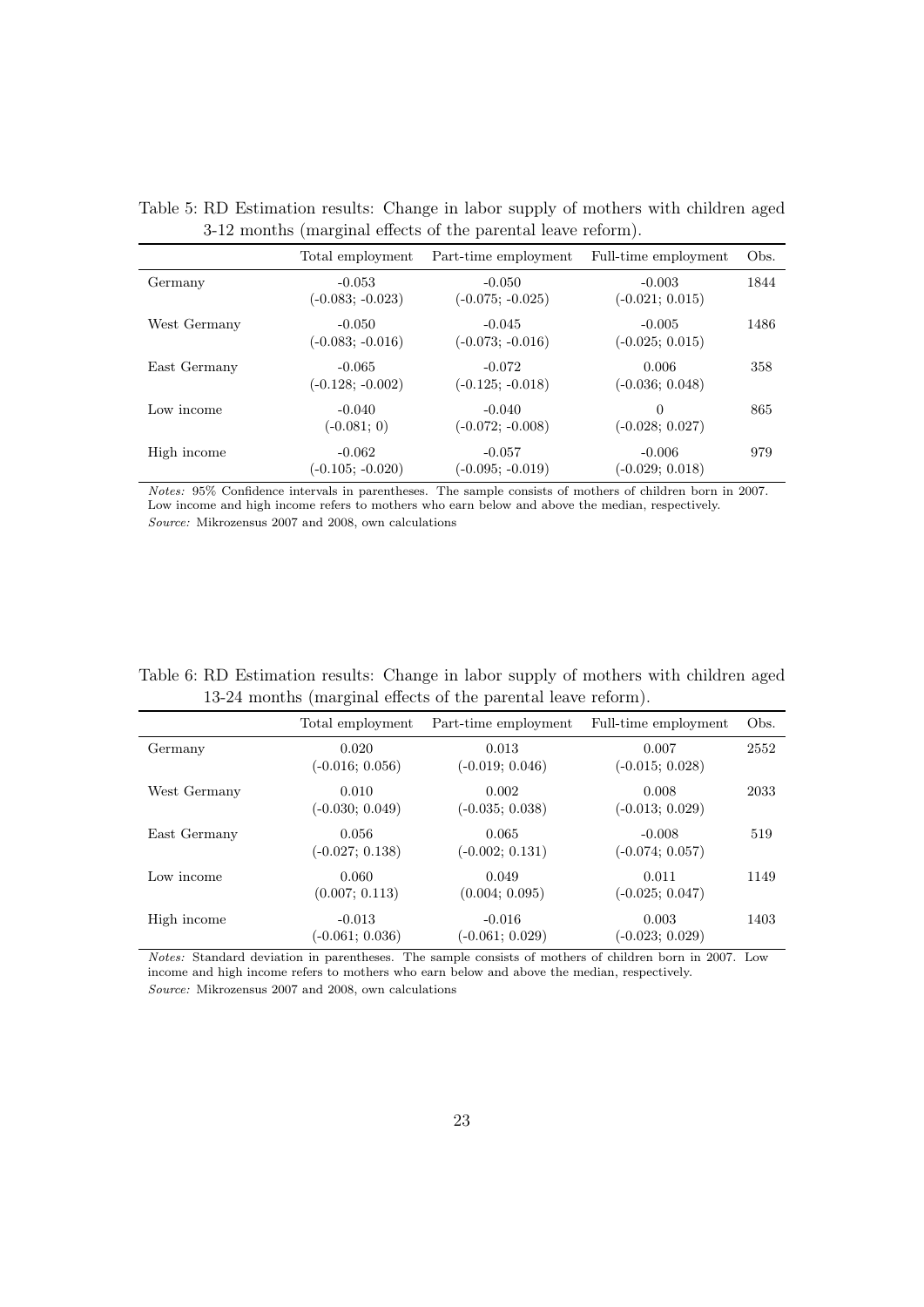Table 5: RD Estimation results: Change in labor supply of mothers with children aged 3-12 months (marginal effects of the parental leave reform).

| | Total employment | Part-time employment | Full-time employment | Obs. |
|---|---|---|---|---|
| Germany | -0.053<br>(-0.083; -0.023) | -0.050<br>(-0.075; -0.025) | -0.003<br>(-0.021; 0.015) | 1844 |
| West Germany | -0.050<br>(-0.083; -0.016) | -0.045<br>(-0.073; -0.016) | -0.005<br>(-0.025; 0.015) | 1486 |
| East Germany | -0.065<br>(-0.128; -0.002) | -0.072<br>(-0.125; -0.018) | 0.006<br>(-0.036; 0.048) | 358 |
| Low income | -0.040<br>(-0.081; 0) | -0.040<br>(-0.072; -0.008) | 0<br>(-0.028; 0.027) | 865 |
| High income | -0.062<br>(-0.105; -0.020) | -0.057<br>(-0.095; -0.019) | -0.006<br>(-0.029; 0.018) | 979 |

*Notes:* 95% Confidence intervals in parentheses. The sample consists of mothers of children born in 2007. Low income and high income refers to mothers who earn below and above the median, respectively.
*Source:* Mikrozensus 2007 and 2008, own calculations

Table 6: RD Estimation results: Change in labor supply of mothers with children aged 13-24 months (marginal effects of the parental leave reform).

| | Total employment | Part-time employment | Full-time employment | Obs. |
|---|---|---|---|---|
| Germany | 0.020<br>(-0.016; 0.056) | 0.013<br>(-0.019; 0.046) | 0.007<br>(-0.015; 0.028) | 2552 |
| West Germany | 0.010<br>(-0.030; 0.049) | 0.002<br>(-0.035; 0.038) | 0.008<br>(-0.013; 0.029) | 2033 |
| East Germany | 0.056<br>(-0.027; 0.138) | 0.065<br>(-0.002; 0.131) | -0.008<br>(-0.074; 0.057) | 519 |
| Low income | 0.060<br>(0.007; 0.113) | 0.049<br>(0.004; 0.095) | 0.011<br>(-0.025; 0.047) | 1149 |
| High income | -0.013<br>(-0.061; 0.036) | -0.016<br>(-0.061; 0.029) | 0.003<br>(-0.023; 0.029) | 1403 |

*Notes:* Standard deviation in parentheses. The sample consists of mothers of children born in 2007. Low income and high income refers to mothers who earn below and above the median, respectively.
*Source:* Mikrozensus 2007 and 2008, own calculations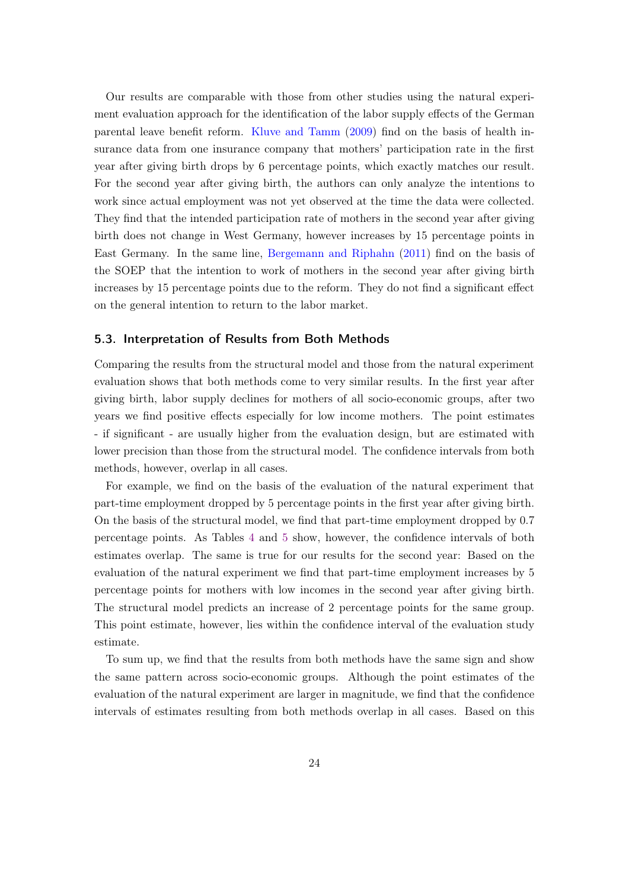Our results are comparable with those from other studies using the natural experiment evaluation approach for the identification of the labor supply effects of the German parental leave benefit reform. Kluve and Tamm (2009) find on the basis of health insurance data from one insurance company that mothers' participation rate in the first year after giving birth drops by 6 percentage points, which exactly matches our result. For the second year after giving birth, the authors can only analyze the intentions to work since actual employment was not yet observed at the time the data were collected. They find that the intended participation rate of mothers in the second year after giving birth does not change in West Germany, however increases by 15 percentage points in East Germany. In the same line, Bergemann and Riphahn (2011) find on the basis of the SOEP that the intention to work of mothers in the second year after giving birth increases by 15 percentage points due to the reform. They do not find a significant effect on the general intention to return to the labor market.

### 5.3. Interpretation of Results from Both Methods

Comparing the results from the structural model and those from the natural experiment evaluation shows that both methods come to very similar results. In the first year after giving birth, labor supply declines for mothers of all socio-economic groups, after two years we find positive effects especially for low income mothers. The point estimates - if significant - are usually higher from the evaluation design, but are estimated with lower precision than those from the structural model. The confidence intervals from both methods, however, overlap in all cases.

For example, we find on the basis of the evaluation of the natural experiment that part-time employment dropped by 5 percentage points in the first year after giving birth. On the basis of the structural model, we find that part-time employment dropped by 0.7 percentage points. As Tables 4 and 5 show, however, the confidence intervals of both estimates overlap. The same is true for our results for the second year: Based on the evaluation of the natural experiment we find that part-time employment increases by 5 percentage points for mothers with low incomes in the second year after giving birth. The structural model predicts an increase of 2 percentage points for the same group. This point estimate, however, lies within the confidence interval of the evaluation study estimate.

To sum up, we find that the results from both methods have the same sign and show the same pattern across socio-economic groups. Although the point estimates of the evaluation of the natural experiment are larger in magnitude, we find that the confidence intervals of estimates resulting from both methods overlap in all cases. Based on this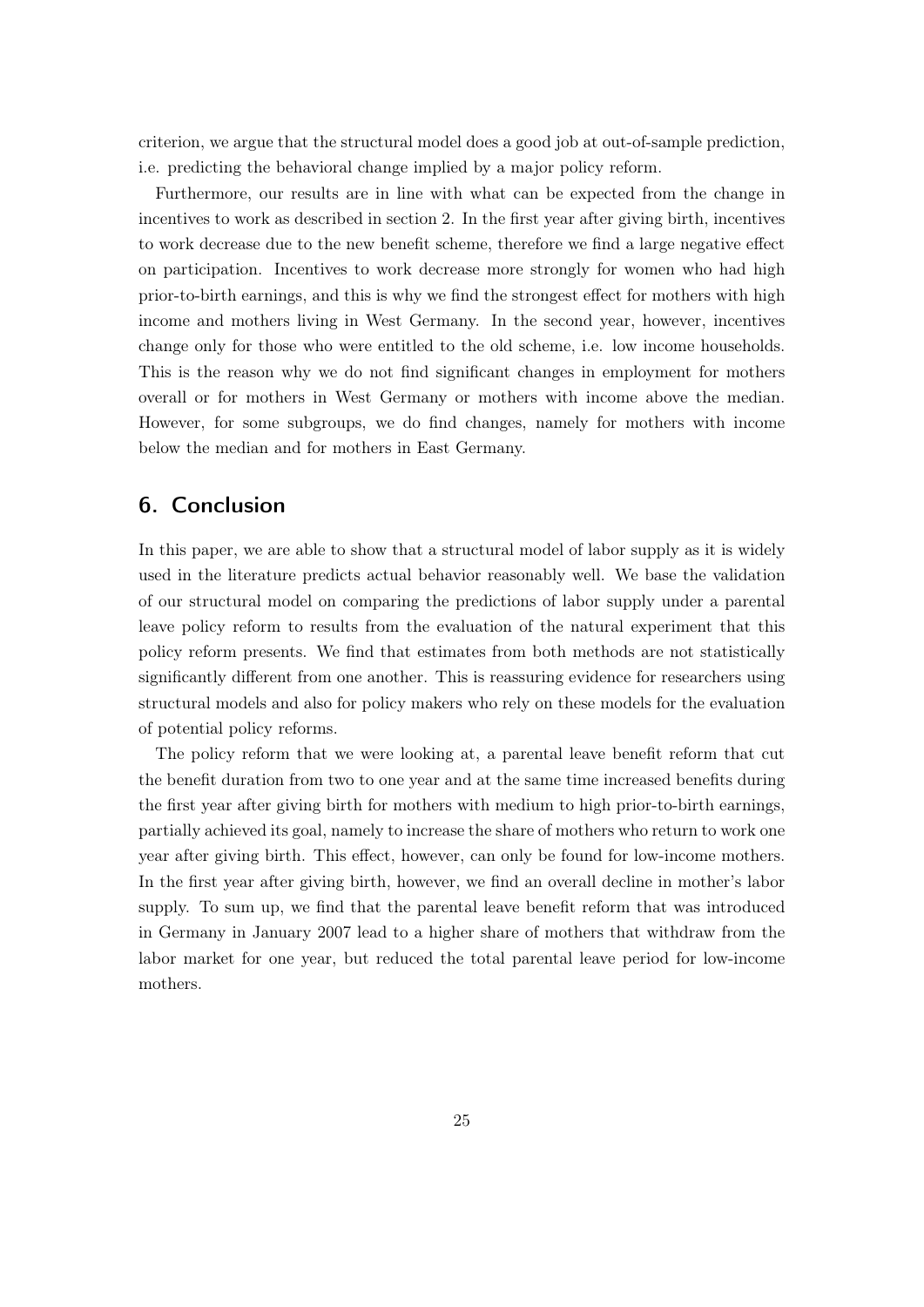criterion, we argue that the structural model does a good job at out-of-sample prediction, i.e. predicting the behavioral change implied by a major policy reform.

Furthermore, our results are in line with what can be expected from the change in incentives to work as described in section 2. In the first year after giving birth, incentives to work decrease due to the new benefit scheme, therefore we find a large negative effect on participation. Incentives to work decrease more strongly for women who had high prior-to-birth earnings, and this is why we find the strongest effect for mothers with high income and mothers living in West Germany. In the second year, however, incentives change only for those who were entitled to the old scheme, i.e. low income households. This is the reason why we do not find significant changes in employment for mothers overall or for mothers in West Germany or mothers with income above the median. However, for some subgroups, we do find changes, namely for mothers with income below the median and for mothers in East Germany.

## 6. Conclusion

In this paper, we are able to show that a structural model of labor supply as it is widely used in the literature predicts actual behavior reasonably well. We base the validation of our structural model on comparing the predictions of labor supply under a parental leave policy reform to results from the evaluation of the natural experiment that this policy reform presents. We find that estimates from both methods are not statistically significantly different from one another. This is reassuring evidence for researchers using structural models and also for policy makers who rely on these models for the evaluation of potential policy reforms.

The policy reform that we were looking at, a parental leave benefit reform that cut the benefit duration from two to one year and at the same time increased benefits during the first year after giving birth for mothers with medium to high prior-to-birth earnings, partially achieved its goal, namely to increase the share of mothers who return to work one year after giving birth. This effect, however, can only be found for low-income mothers. In the first year after giving birth, however, we find an overall decline in mother's labor supply. To sum up, we find that the parental leave benefit reform that was introduced in Germany in January 2007 lead to a higher share of mothers that withdraw from the labor market for one year, but reduced the total parental leave period for low-income mothers.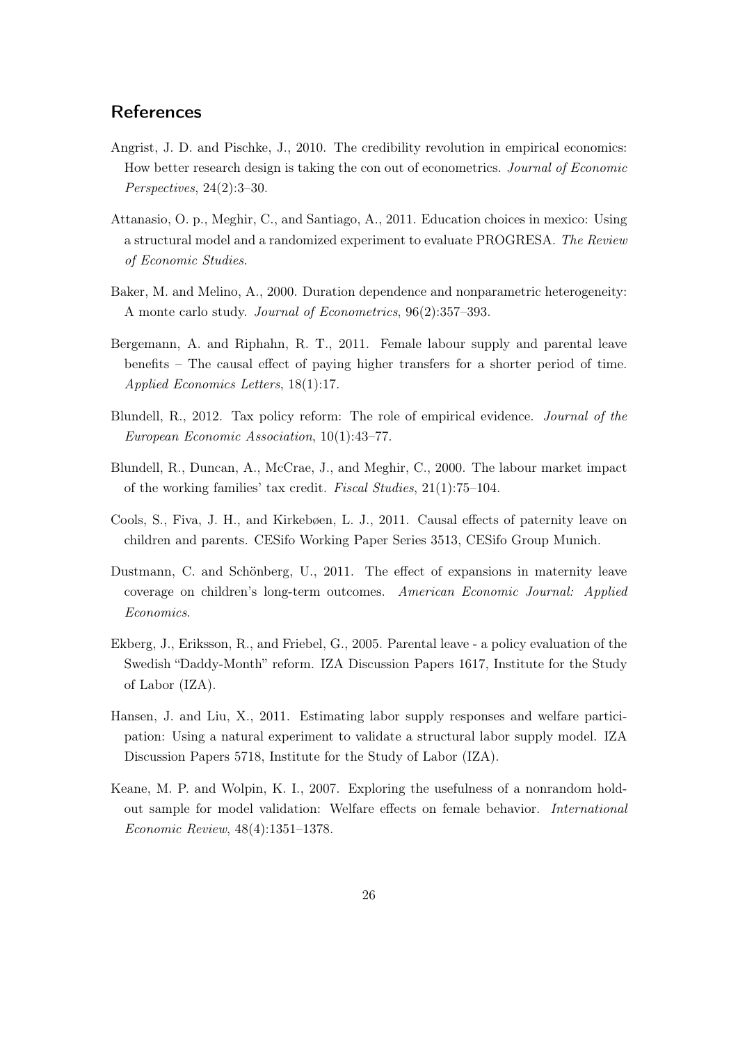## References

Angrist, J. D. and Pischke, J., 2010. The credibility revolution in empirical economics: How better research design is taking the con out of econometrics. *Journal of Economic Perspectives*, 24(2):3–30.

Attanasio, O. p., Meghir, C., and Santiago, A., 2011. Education choices in mexico: Using a structural model and a randomized experiment to evaluate PROGRESA. *The Review of Economic Studies*.

Baker, M. and Melino, A., 2000. Duration dependence and nonparametric heterogeneity: A monte carlo study. *Journal of Econometrics*, 96(2):357–393.

Bergemann, A. and Riphahn, R. T., 2011. Female labour supply and parental leave benefits – The causal effect of paying higher transfers for a shorter period of time. *Applied Economics Letters*, 18(1):17.

Blundell, R., 2012. Tax policy reform: The role of empirical evidence. *Journal of the European Economic Association*, 10(1):43–77.

Blundell, R., Duncan, A., McCrae, J., and Meghir, C., 2000. The labour market impact of the working families' tax credit. *Fiscal Studies*, 21(1):75–104.

Cools, S., Fiva, J. H., and Kirkebøen, L. J., 2011. Causal effects of paternity leave on children and parents. CESifo Working Paper Series 3513, CESifo Group Munich.

Dustmann, C. and Schönberg, U., 2011. The effect of expansions in maternity leave coverage on children's long-term outcomes. *American Economic Journal: Applied Economics*.

Ekberg, J., Eriksson, R., and Friebel, G., 2005. Parental leave - a policy evaluation of the Swedish "Daddy-Month" reform. IZA Discussion Papers 1617, Institute for the Study of Labor (IZA).

Hansen, J. and Liu, X., 2011. Estimating labor supply responses and welfare participation: Using a natural experiment to validate a structural labor supply model. IZA Discussion Papers 5718, Institute for the Study of Labor (IZA).

Keane, M. P. and Wolpin, K. I., 2007. Exploring the usefulness of a nonrandom holdout sample for model validation: Welfare effects on female behavior. *International Economic Review*, 48(4):1351–1378.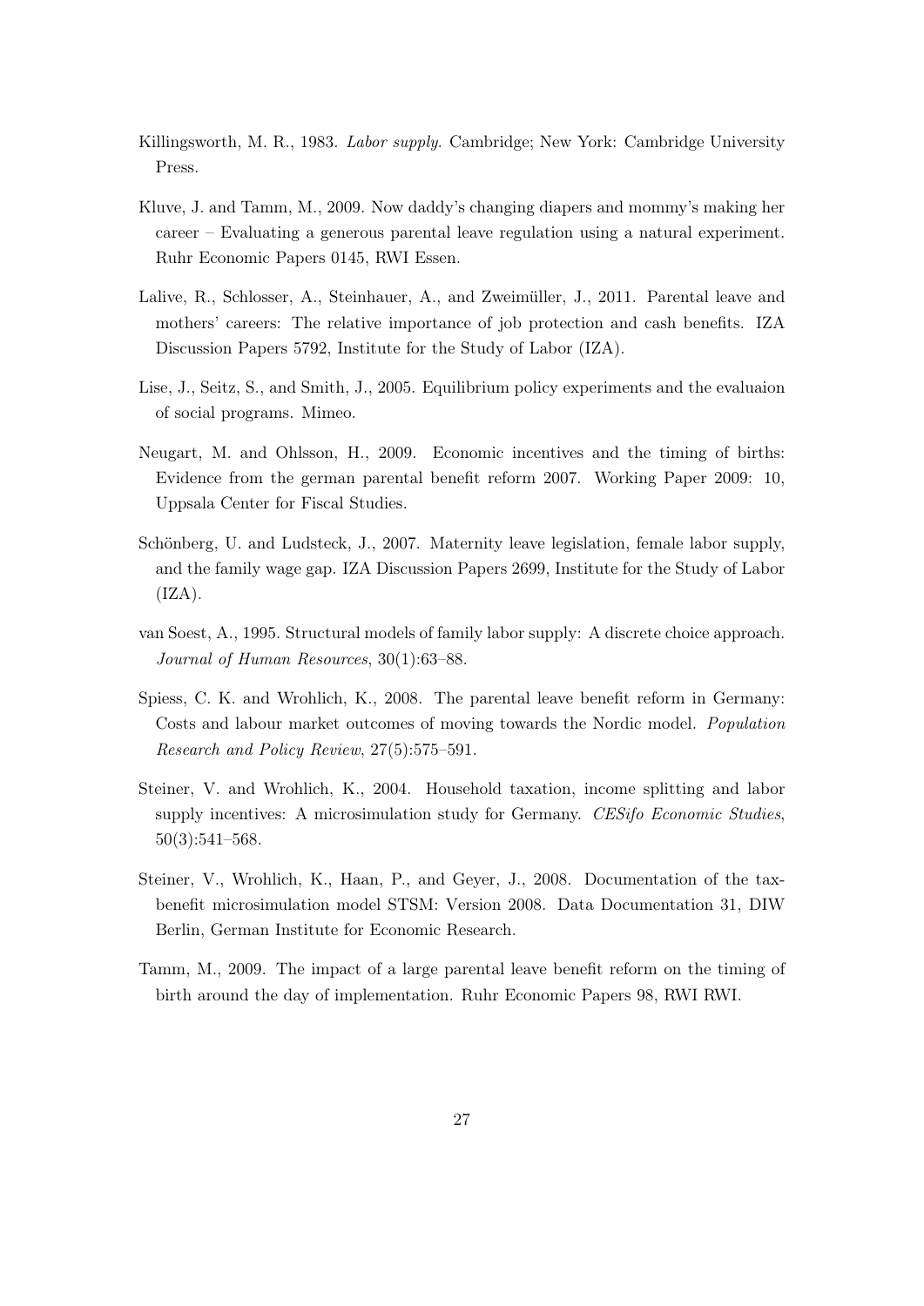Killingsworth, M. R., 1983. *Labor supply*. Cambridge; New York: Cambridge University Press.

Kluve, J. and Tamm, M., 2009. Now daddy's changing diapers and mommy's making her career – Evaluating a generous parental leave regulation using a natural experiment. Ruhr Economic Papers 0145, RWI Essen.

Lalive, R., Schlosser, A., Steinhauer, A., and Zweimüller, J., 2011. Parental leave and mothers' careers: The relative importance of job protection and cash benefits. IZA Discussion Papers 5792, Institute for the Study of Labor (IZA).

Lise, J., Seitz, S., and Smith, J., 2005. Equilibrium policy experiments and the evaluaion of social programs. Mimeo.

Neugart, M. and Ohlsson, H., 2009. Economic incentives and the timing of births: Evidence from the german parental benefit reform 2007. Working Paper 2009: 10, Uppsala Center for Fiscal Studies.

Schönberg, U. and Ludsteck, J., 2007. Maternity leave legislation, female labor supply, and the family wage gap. IZA Discussion Papers 2699, Institute for the Study of Labor (IZA).

van Soest, A., 1995. Structural models of family labor supply: A discrete choice approach. *Journal of Human Resources*, 30(1):63–88.

Spiess, C. K. and Wrohlich, K., 2008. The parental leave benefit reform in Germany: Costs and labour market outcomes of moving towards the Nordic model. *Population Research and Policy Review*, 27(5):575–591.

Steiner, V. and Wrohlich, K., 2004. Household taxation, income splitting and labor supply incentives: A microsimulation study for Germany. *CESifo Economic Studies*, 50(3):541–568.

Steiner, V., Wrohlich, K., Haan, P., and Geyer, J., 2008. Documentation of the tax-benefit microsimulation model STSM: Version 2008. Data Documentation 31, DIW Berlin, German Institute for Economic Research.

Tamm, M., 2009. The impact of a large parental leave benefit reform on the timing of birth around the day of implementation. Ruhr Economic Papers 98, RWI RWI.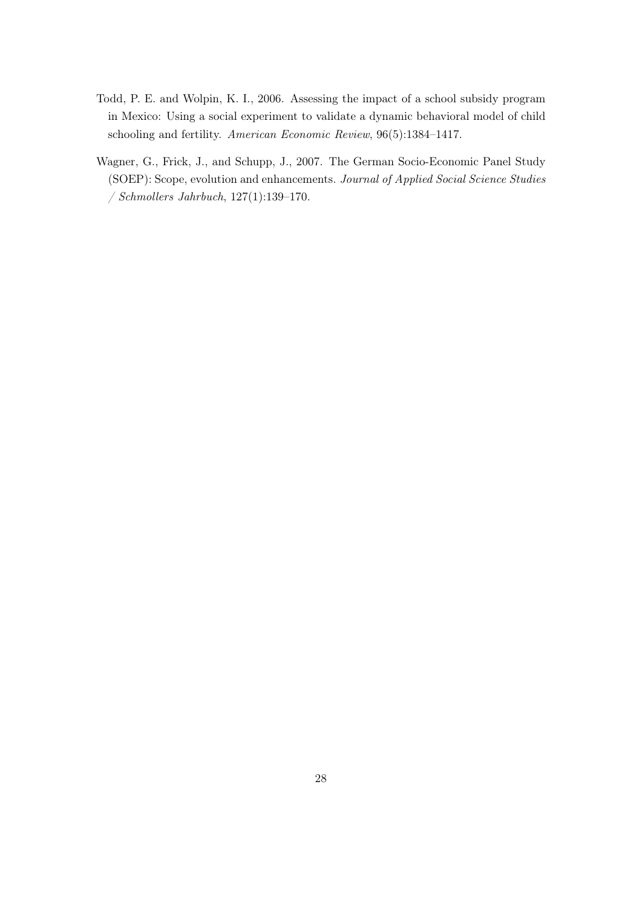Todd, P. E. and Wolpin, K. I., 2006. Assessing the impact of a school subsidy program in Mexico: Using a social experiment to validate a dynamic behavioral model of child schooling and fertility. *American Economic Review*, 96(5):1384–1417.

Wagner, G., Frick, J., and Schupp, J., 2007. The German Socio-Economic Panel Study (SOEP): Scope, evolution and enhancements. *Journal of Applied Social Science Studies / Schmollers Jahrbuch*, 127(1):139–170.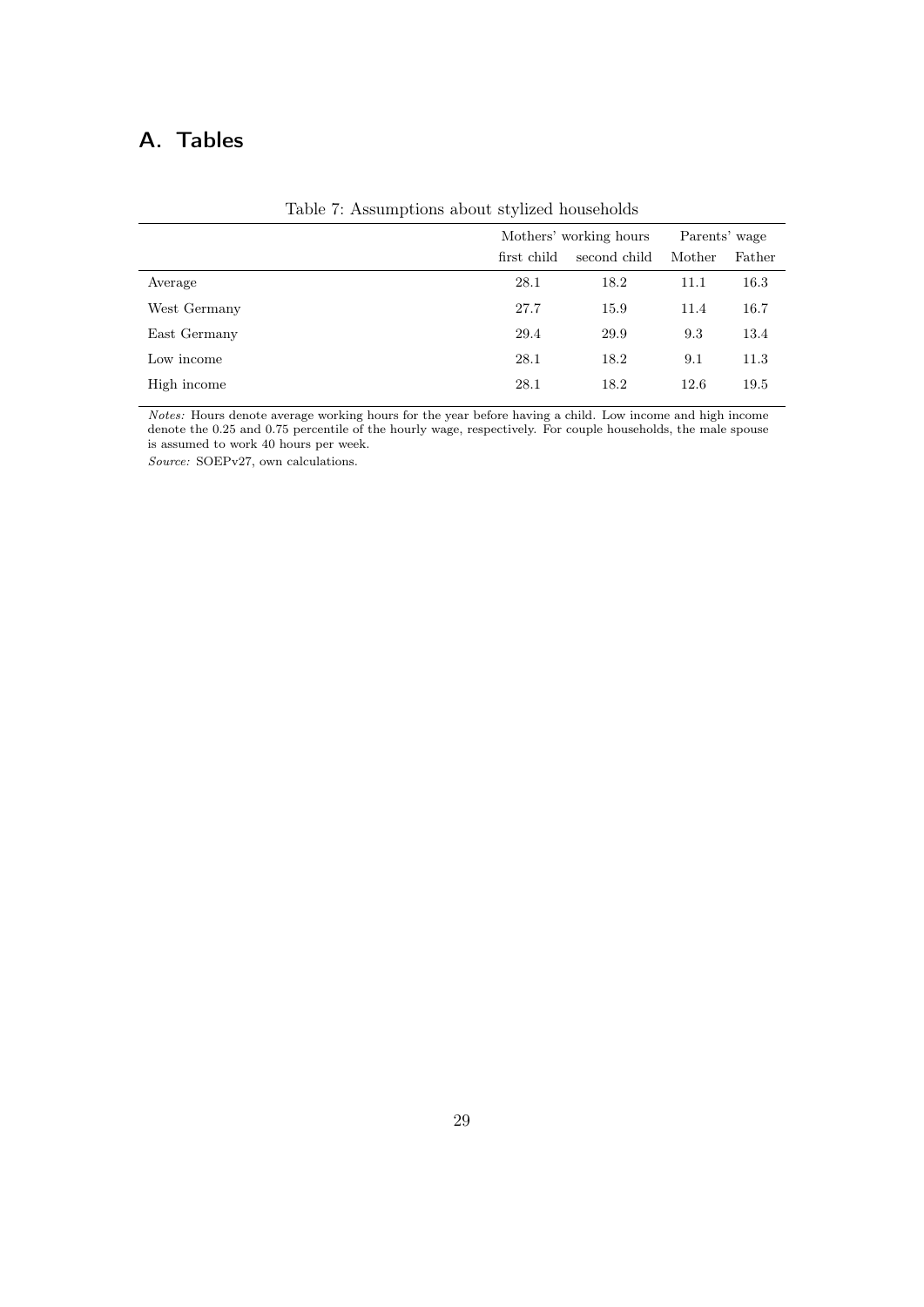# A. Tables

Table 7: Assumptions about stylized households

| | Mothers' working hours | | Parents' wage | |
|---|---|---|---|---|
| | first child | second child | Mother | Father |
| Average | 28.1 | 18.2 | 11.1 | 16.3 |
| West Germany | 27.7 | 15.9 | 11.4 | 16.7 |
| East Germany | 29.4 | 29.9 | 9.3 | 13.4 |
| Low income | 28.1 | 18.2 | 9.1 | 11.3 |
| High income | 28.1 | 18.2 | 12.6 | 19.5 |

*Notes:* Hours denote average working hours for the year before having a child. Low income and high income denote the 0.25 and 0.75 percentile of the hourly wage, respectively. For couple households, the male spouse is assumed to work 40 hours per week.

*Source:* SOEPv27, own calculations.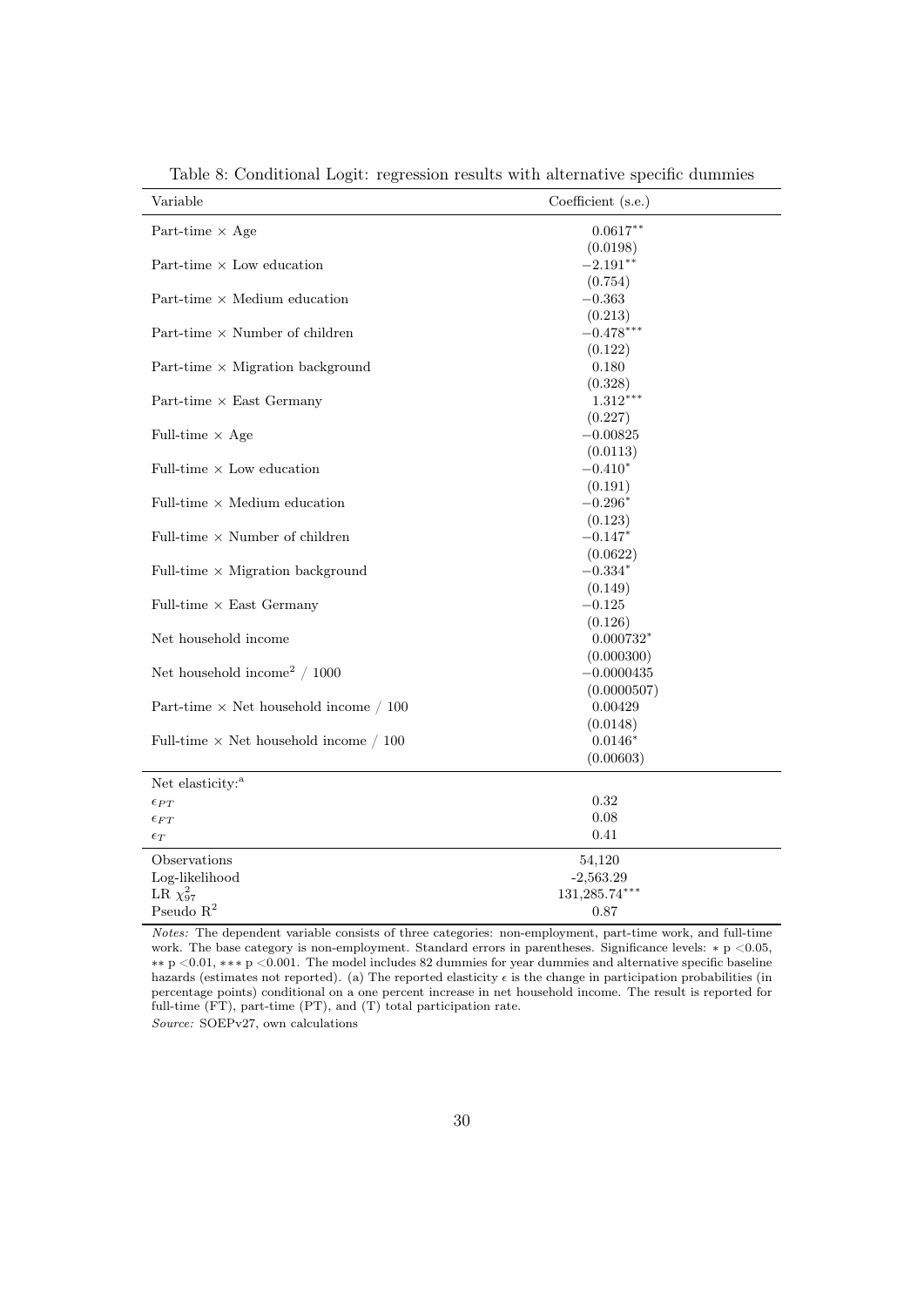Table 8: Conditional Logit: regression results with alternative specific dummies

| Variable | Coefficient (s.e.) |
|---|---|
| Part-time × Age | $0.0617^{**}$ |
| | (0.0198) |
| Part-time × Low education | $-2.191^{**}$ |
| | (0.754) |
| Part-time × Medium education | $-0.363$ |
| | (0.213) |
| Part-time × Number of children | $-0.478^{***}$ |
| | (0.122) |
| Part-time × Migration background | 0.180 |
| | (0.328) |
| Part-time × East Germany | $1.312^{***}$ |
| | (0.227) |
| Full-time × Age | $-0.00825$ |
| | (0.0113) |
| Full-time × Low education | $-0.410^{*}$ |
| | (0.191) |
| Full-time × Medium education | $-0.296^{*}$ |
| | (0.123) |
| Full-time × Number of children | $-0.147^{*}$ |
| | (0.0622) |
| Full-time × Migration background | $-0.334^{*}$ |
| | (0.149) |
| Full-time × East Germany | $-0.125$ |
| | (0.126) |
| Net household income | $0.000732^{*}$ |
| | (0.000300) |
| Net household income$^2$ / 1000 | $-0.0000435$ |
| | (0.0000507) |
| Part-time × Net household income / 100 | 0.00429 |
| | (0.0148) |
| Full-time × Net household income / 100 | $0.0146^{*}$ |
| | (0.00603) |
| Net elasticity:[a] | |
| $\epsilon_{PT}$ | 0.32 |
| $\epsilon_{FT}$ | 0.08 |
| $\epsilon_{T}$ | 0.41 |
| Observations | 54,120 |
| Log-likelihood | -2,563.29 |
| LR $\chi^2_{97}$ | $131{,}285.74^{***}$ |
| Pseudo $R^2$ | 0.87 |

*Notes:* The dependent variable consists of three categories: non-employment, part-time work, and full-time work. The base category is non-employment. Standard errors in parentheses. Significance levels: * p <0.05, ** p <0.01, *** p <0.001. The model includes 82 dummies for year dummies and alternative specific baseline hazards (estimates not reported). (a) The reported elasticity $\epsilon$ is the change in participation probabilities (in percentage points) conditional on a one percent increase in net household income. The result is reported for full-time (FT), part-time (PT), and (T) total participation rate.

*Source:* SOEPv27, own calculations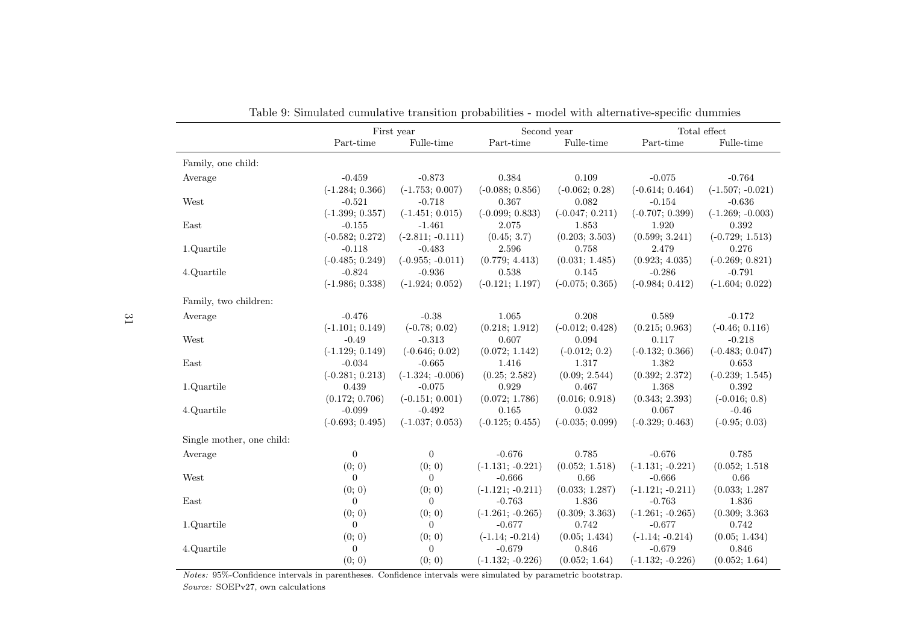Table 9: Simulated cumulative transition probabilities - model with alternative-specific dummies

| | First year | | Second year | | Total effect | |
|---|---|---|---|---|---|---|
| | Part-time | Fulle-time | Part-time | Fulle-time | Part-time | Fulle-time |
| Family, one child: | | | | | | |
| Average | -0.459 | -0.873 | 0.384 | 0.109 | -0.075 | -0.764 |
| | (-1.284; 0.366) | (-1.753; 0.007) | (-0.088; 0.856) | (-0.062; 0.28) | (-0.614; 0.464) | (-1.507; -0.021) |
| West | -0.521 | -0.718 | 0.367 | 0.082 | -0.154 | -0.636 |
| | (-1.399; 0.357) | (-1.451; 0.015) | (-0.099; 0.833) | (-0.047; 0.211) | (-0.707; 0.399) | (-1.269; -0.003) |
| East | -0.155 | -1.461 | 2.075 | 1.853 | 1.920 | 0.392 |
| | (-0.582; 0.272) | (-2.811; -0.111) | (0.45; 3.7) | (0.203; 3.503) | (0.599; 3.241) | (-0.729; 1.513) |
| 1.Quartile | -0.118 | -0.483 | 2.596 | 0.758 | 2.479 | 0.276 |
| | (-0.485; 0.249) | (-0.955; -0.011) | (0.779; 4.413) | (0.031; 1.485) | (0.923; 4.035) | (-0.269; 0.821) |
| 4.Quartile | -0.824 | -0.936 | 0.538 | 0.145 | -0.286 | -0.791 |
| | (-1.986; 0.338) | (-1.924; 0.052) | (-0.121; 1.197) | (-0.075; 0.365) | (-0.984; 0.412) | (-1.604; 0.022) |
| Family, two children: | | | | | | |
| Average | -0.476 | -0.38 | 1.065 | 0.208 | 0.589 | -0.172 |
| | (-1.101; 0.149) | (-0.78; 0.02) | (0.218; 1.912) | (-0.012; 0.428) | (0.215; 0.963) | (-0.46; 0.116) |
| West | -0.49 | -0.313 | 0.607 | 0.094 | 0.117 | -0.218 |
| | (-1.129; 0.149) | (-0.646; 0.02) | (0.072; 1.142) | (-0.012; 0.2) | (-0.132; 0.366) | (-0.483; 0.047) |
| East | -0.034 | -0.665 | 1.416 | 1.317 | 1.382 | 0.653 |
| | (-0.281; 0.213) | (-1.324; -0.006) | (0.25; 2.582) | (0.09; 2.544) | (0.392; 2.372) | (-0.239; 1.545) |
| 1.Quartile | 0.439 | -0.075 | 0.929 | 0.467 | 1.368 | 0.392 |
| | (0.172; 0.706) | (-0.151; 0.001) | (0.072; 1.786) | (0.016; 0.918) | (0.343; 2.393) | (-0.016; 0.8) |
| 4.Quartile | -0.099 | -0.492 | 0.165 | 0.032 | 0.067 | -0.46 |
| | (-0.693; 0.495) | (-1.037; 0.053) | (-0.125; 0.455) | (-0.035; 0.099) | (-0.329; 0.463) | (-0.95; 0.03) |
| Single mother, one child: | | | | | | |
| Average | 0 | 0 | -0.676 | 0.785 | -0.676 | 0.785 |
| | (0; 0) | (0; 0) | (-1.131; -0.221) | (0.052; 1.518) | (-1.131; -0.221) | (0.052; 1.518 |
| West | 0 | 0 | -0.666 | 0.66 | -0.666 | 0.66 |
| | (0; 0) | (0; 0) | (-1.121; -0.211) | (0.033; 1.287) | (-1.121; -0.211) | (0.033; 1.287 |
| East | 0 | 0 | -0.763 | 1.836 | -0.763 | 1.836 |
| | (0; 0) | (0; 0) | (-1.261; -0.265) | (0.309; 3.363) | (-1.261; -0.265) | (0.309; 3.363 |
| 1.Quartile | 0 | 0 | -0.677 | 0.742 | -0.677 | 0.742 |
| | (0; 0) | (0; 0) | (-1.14; -0.214) | (0.05; 1.434) | (-1.14; -0.214) | (0.05; 1.434) |
| 4.Quartile | 0 | 0 | -0.679 | 0.846 | -0.679 | 0.846 |
| | (0; 0) | (0; 0) | (-1.132; -0.226) | (0.052; 1.64) | (-1.132; -0.226) | (0.052; 1.64) |

*Notes:* 95%-Confidence intervals in parentheses. Confidence intervals were simulated by parametric bootstrap.

*Source:* SOEPv27, own calculations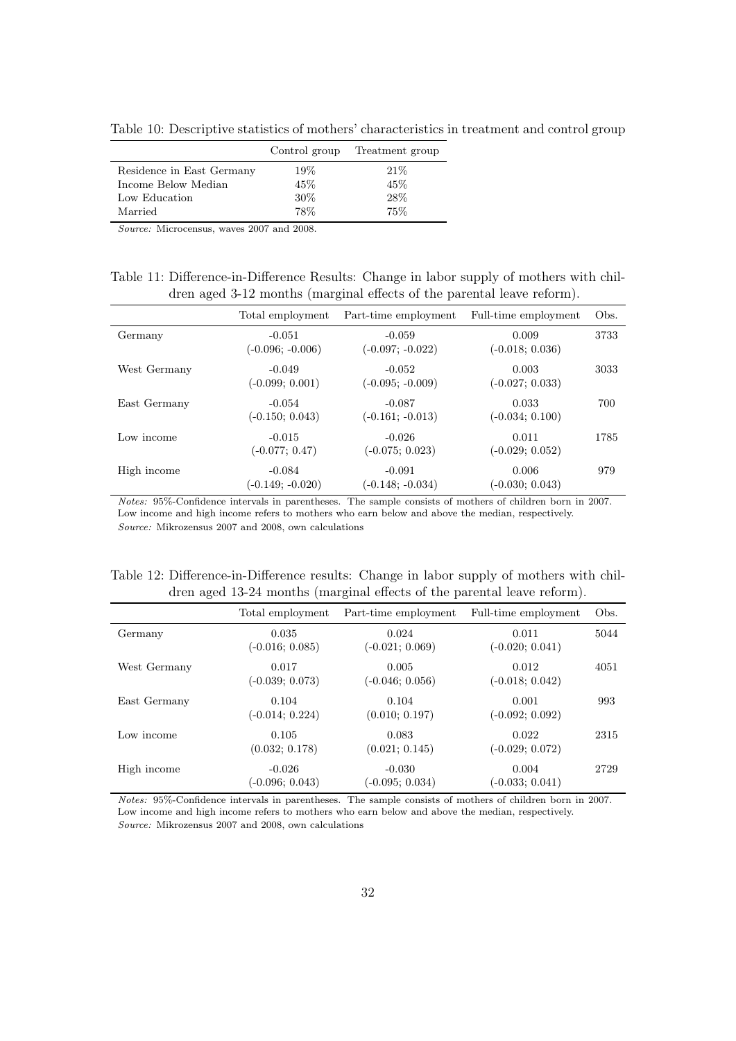Table 10: Descriptive statistics of mothers' characteristics in treatment and control group

| | Control group | Treatment group |
|---|---|---|
| Residence in East Germany | 19% | 21% |
| Income Below Median | 45% | 45% |
| Low Education | 30% | 28% |
| Married | 78% | 75% |

*Source:* Microcensus, waves 2007 and 2008.

Table 11: Difference-in-Difference Results: Change in labor supply of mothers with children aged 3-12 months (marginal effects of the parental leave reform).

| | Total employment | Part-time employment | Full-time employment | Obs. |
|---|---|---|---|---|
| Germany | -0.051 | -0.059 | 0.009 | 3733 |
| | (-0.096; -0.006) | (-0.097; -0.022) | (-0.018; 0.036) | |
| West Germany | -0.049 | -0.052 | 0.003 | 3033 |
| | (-0.099; 0.001) | (-0.095; -0.009) | (-0.027; 0.033) | |
| East Germany | -0.054 | -0.087 | 0.033 | 700 |
| | (-0.150; 0.043) | (-0.161; -0.013) | (-0.034; 0.100) | |
| Low income | -0.015 | -0.026 | 0.011 | 1785 |
| | (-0.077; 0.47) | (-0.075; 0.023) | (-0.029; 0.052) | |
| High income | -0.084 | -0.091 | 0.006 | 979 |
| | (-0.149; -0.020) | (-0.148; -0.034) | (-0.030; 0.043) | |

*Notes:* 95%-Confidence intervals in parentheses. The sample consists of mothers of children born in 2007. Low income and high income refers to mothers who earn below and above the median, respectively.
*Source:* Mikrozensus 2007 and 2008, own calculations

Table 12: Difference-in-Difference results: Change in labor supply of mothers with children aged 13-24 months (marginal effects of the parental leave reform).

| | Total employment | Part-time employment | Full-time employment | Obs. |
|---|---|---|---|---|
| Germany | 0.035 | 0.024 | 0.011 | 5044 |
| | (-0.016; 0.085) | (-0.021; 0.069) | (-0.020; 0.041) | |
| West Germany | 0.017 | 0.005 | 0.012 | 4051 |
| | (-0.039; 0.073) | (-0.046; 0.056) | (-0.018; 0.042) | |
| East Germany | 0.104 | 0.104 | 0.001 | 993 |
| | (-0.014; 0.224) | (0.010; 0.197) | (-0.092; 0.092) | |
| Low income | 0.105 | 0.083 | 0.022 | 2315 |
| | (0.032; 0.178) | (0.021; 0.145) | (-0.029; 0.072) | |
| High income | -0.026 | -0.030 | 0.004 | 2729 |
| | (-0.096; 0.043) | (-0.095; 0.034) | (-0.033; 0.041) | |

*Notes:* 95%-Confidence intervals in parentheses. The sample consists of mothers of children born in 2007. Low income and high income refers to mothers who earn below and above the median, respectively.
*Source:* Mikrozensus 2007 and 2008, own calculations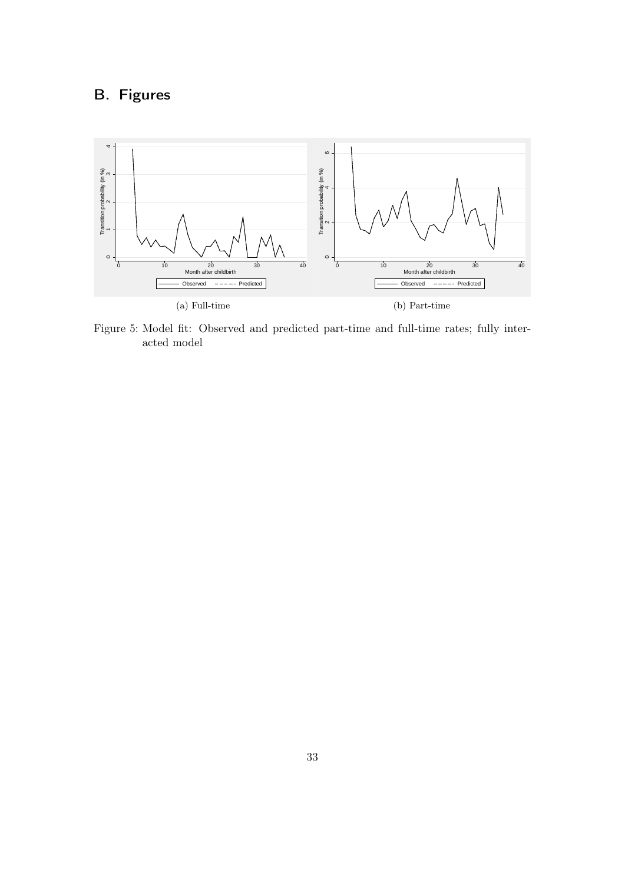## B. Figures

Transition probability (in %)

4
3
2
1
0

0 10 20 30 40

Month after childbirth

Observed ----- Predicted

(a) Full-time

Transition probability (in %)

6
4
2
0

0 10 20 30 40

Month after childbirth

Observed ----- Predicted

(b) Part-time

Figure 5: Model fit: Observed and predicted part-time and full-time rates; fully interacted model